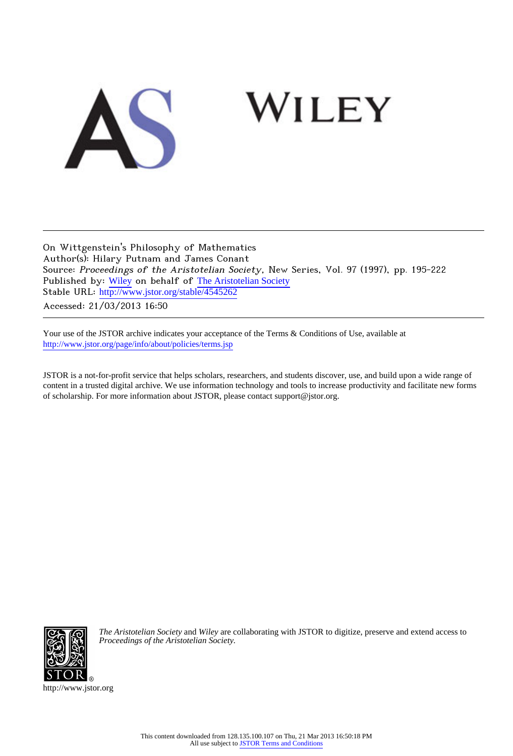On Wittgenstein's Philosophy of Mathematics
Author(s): Hilary Putnam and James Conant
Source: *Proceedings of the Aristotelian Society*, New Series, Vol. 97 (1997), pp. 195-222
Published by: Wiley on behalf of The Aristotelian Society
Stable URL: http://www.jstor.org/stable/4545262
Accessed: 21/03/2013 16:50

Your use of the JSTOR archive indicates your acceptance of the Terms & Conditions of Use, available at
http://www.jstor.org/page/info/about/policies/terms.jsp

JSTOR is a not-for-profit service that helps scholars, researchers, and students discover, use, and build upon a wide range of content in a trusted digital archive. We use information technology and tools to increase productivity and facilitate new forms of scholarship. For more information about JSTOR, please contact support@jstor.org.

*The Aristotelian Society* and *Wiley* are collaborating with JSTOR to digitize, preserve and extend access to *Proceedings of the Aristotelian Society.*

http://www.jstor.org

This content downloaded from 128.135.100.107 on Thu, 21 Mar 2013 16:50:18 PM
All use subject to JSTOR Terms and Conditions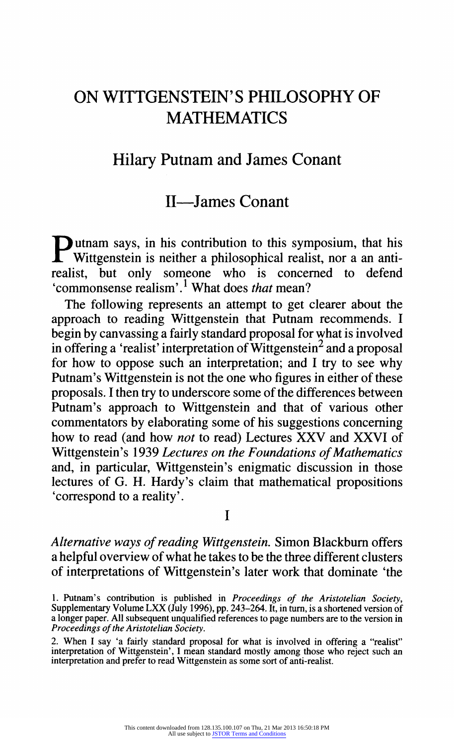# ON WITTGENSTEIN'S PHILOSOPHY OF MATHEMATICS

## Hilary Putnam and James Conant

## II—James Conant

Putnam says, in his contribution to this symposium, that his Wittgenstein is neither a philosophical realist, nor a an anti-realist, but only someone who is concerned to defend 'commonsense realism'.[1] What does *that* mean?

The following represents an attempt to get clearer about the approach to reading Wittgenstein that Putnam recommends. I begin by canvassing a fairly standard proposal for what is involved in offering a 'realist' interpretation of Wittgenstein[2] and a proposal for how to oppose such an interpretation; and I try to see why Putnam's Wittgenstein is not the one who figures in either of these proposals. I then try to underscore some of the differences between Putnam's approach to Wittgenstein and that of various other commentators by elaborating some of his suggestions concerning how to read (and how *not* to read) Lectures XXV and XXVI of Wittgenstein's 1939 *Lectures on the Foundations of Mathematics* and, in particular, Wittgenstein's enigmatic discussion in those lectures of G. H. Hardy's claim that mathematical propositions 'correspond to a reality'.

I

*Alternative ways of reading Wittgenstein.* Simon Blackburn offers a helpful overview of what he takes to be the three different clusters of interpretations of Wittgenstein's later work that dominate 'the

1. Putnam's contribution is published in *Proceedings of the Aristotelian Society*, Supplementary Volume LXX (July 1996), pp. 243–264. It, in turn, is a shortened version of a longer paper. All subsequent unqualified references to page numbers are to the version in *Proceedings of the Aristotelian Society*.

2. When I say 'a fairly standard proposal for what is involved in offering a "realist" interpretation of Wittgenstein', I mean standard mostly among those who reject such an interpretation and prefer to read Wittgenstein as some sort of anti-realist.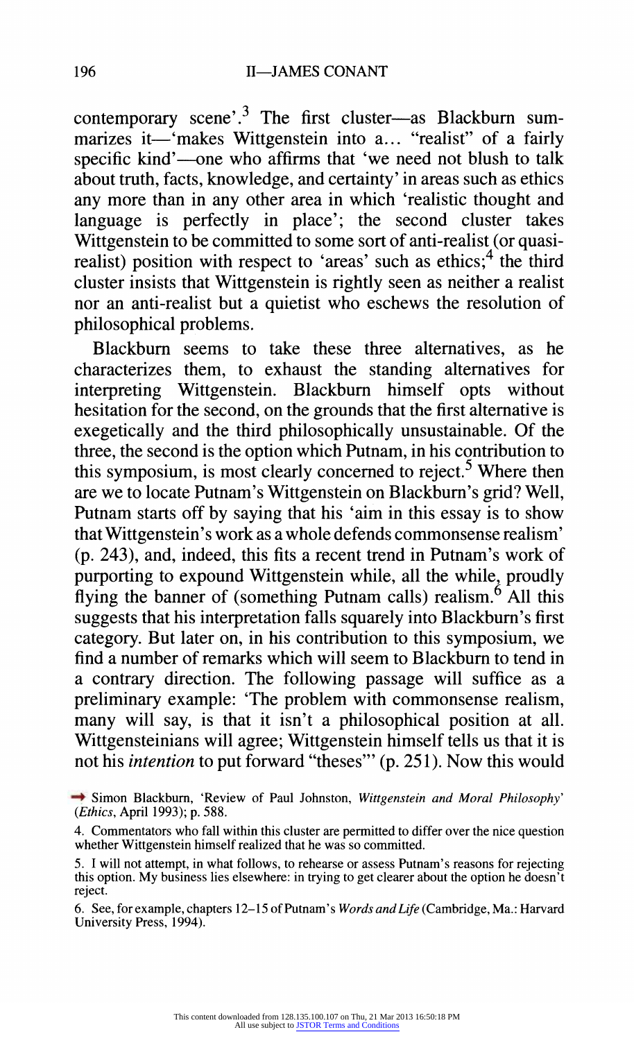contemporary scene'.[3] The first cluster—as Blackburn summarizes it—'makes Wittgenstein into a... "realist" of a fairly specific kind'—one who affirms that 'we need not blush to talk about truth, facts, knowledge, and certainty' in areas such as ethics any more than in any other area in which 'realistic thought and language is perfectly in place'; the second cluster takes Wittgenstein to be committed to some sort of anti-realist (or quasi-realist) position with respect to 'areas' such as ethics;[4] the third cluster insists that Wittgenstein is rightly seen as neither a realist nor an anti-realist but a quietist who eschews the resolution of philosophical problems.

Blackburn seems to take these three alternatives, as he characterizes them, to exhaust the standing alternatives for interpreting Wittgenstein. Blackburn himself opts without hesitation for the second, on the grounds that the first alternative is exegetically and the third philosophically unsustainable. Of the three, the second is the option which Putnam, in his contribution to this symposium, is most clearly concerned to reject.[5] Where then are we to locate Putnam's Wittgenstein on Blackburn's grid? Well, Putnam starts off by saying that his 'aim in this essay is to show that Wittgenstein's work as a whole defends commonsense realism' (p. 243), and, indeed, this fits a recent trend in Putnam's work of purporting to expound Wittgenstein while, all the while, proudly flying the banner of (something Putnam calls) realism.[6] All this suggests that his interpretation falls squarely into Blackburn's first category. But later on, in his contribution to this symposium, we find a number of remarks which will seem to Blackburn to tend in a contrary direction. The following passage will suffice as a preliminary example: 'The problem with commonsense realism, many will say, is that it isn't a philosophical position at all. Wittgensteinians will agree; Wittgenstein himself tells us that it is not his *intention* to put forward "theses"' (p. 251). Now this would

3. Simon Blackburn, 'Review of Paul Johnston, *Wittgenstein and Moral Philosophy*' (*Ethics*, April 1993); p. 588.

4. Commentators who fall within this cluster are permitted to differ over the nice question whether Wittgenstein himself realized that he was so committed.

5. I will not attempt, in what follows, to rehearse or assess Putnam's reasons for rejecting this option. My business lies elsewhere: in trying to get clearer about the option he doesn't reject.

6. See, for example, chapters 12–15 of Putnam's *Words and Life* (Cambridge, Ma.: Harvard University Press, 1994).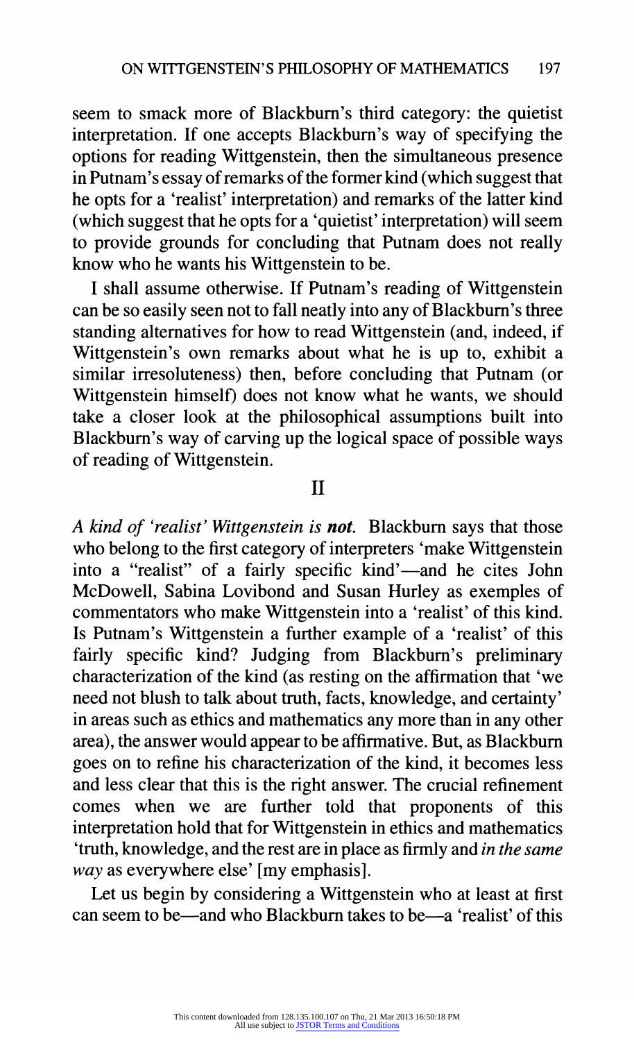seem to smack more of Blackburn's third category: the quietist interpretation. If one accepts Blackburn's way of specifying the options for reading Wittgenstein, then the simultaneous presence in Putnam's essay of remarks of the former kind (which suggest that he opts for a 'realist' interpretation) and remarks of the latter kind (which suggest that he opts for a 'quietist' interpretation) will seem to provide grounds for concluding that Putnam does not really know who he wants his Wittgenstein to be.

I shall assume otherwise. If Putnam's reading of Wittgenstein can be so easily seen not to fall neatly into any of Blackburn's three standing alternatives for how to read Wittgenstein (and, indeed, if Wittgenstein's own remarks about what he is up to, exhibit a similar irresoluteness) then, before concluding that Putnam (or Wittgenstein himself) does not know what he wants, we should take a closer look at the philosophical assumptions built into Blackburn's way of carving up the logical space of possible ways of reading of Wittgenstein.

## II

*A kind of 'realist' Wittgenstein is* ***not***. Blackburn says that those who belong to the first category of interpreters 'make Wittgenstein into a "realist" of a fairly specific kind'—and he cites John McDowell, Sabina Lovibond and Susan Hurley as exemples of commentators who make Wittgenstein into a 'realist' of this kind. Is Putnam's Wittgenstein a further example of a 'realist' of this fairly specific kind? Judging from Blackburn's preliminary characterization of the kind (as resting on the affirmation that 'we need not blush to talk about truth, facts, knowledge, and certainty' in areas such as ethics and mathematics any more than in any other area), the answer would appear to be affirmative. But, as Blackburn goes on to refine his characterization of the kind, it becomes less and less clear that this is the right answer. The crucial refinement comes when we are further told that proponents of this interpretation hold that for Wittgenstein in ethics and mathematics 'truth, knowledge, and the rest are in place as firmly and *in the same way* as everywhere else' [my emphasis].

Let us begin by considering a Wittgenstein who at least at first can seem to be—and who Blackburn takes to be—a 'realist' of this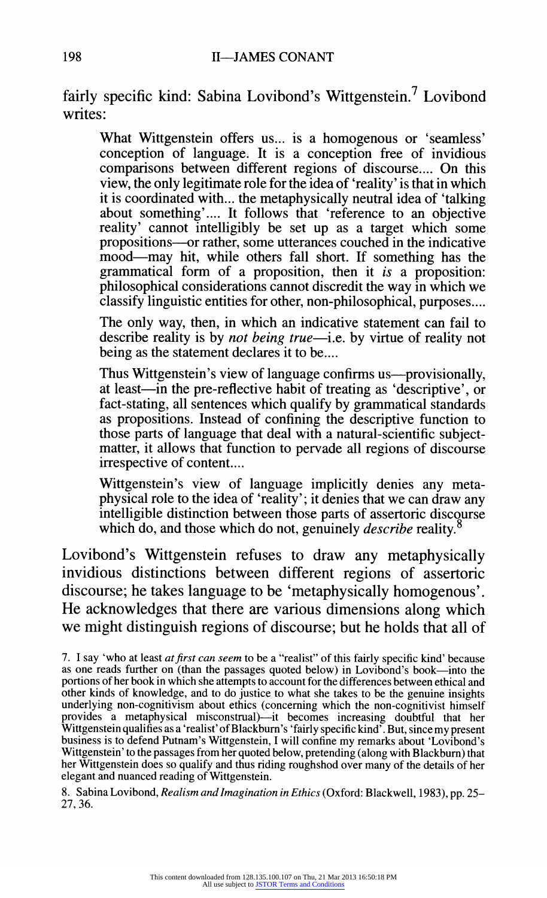fairly specific kind: Sabina Lovibond's Wittgenstein.[7] Lovibond writes:

> What Wittgenstein offers us... is a homogenous or 'seamless' conception of language. It is a conception free of invidious comparisons between different regions of discourse.... On this view, the only legitimate role for the idea of 'reality' is that in which it is coordinated with... the metaphysically neutral idea of 'talking about something'.... It follows that 'reference to an objective reality' cannot intelligibly be set up as a target which some propositions—or rather, some utterances couched in the indicative mood—may hit, while others fall short. If something has the grammatical form of a proposition, then it *is* a proposition: philosophical considerations cannot discredit the way in which we classify linguistic entities for other, non-philosophical, purposes....
>
> The only way, then, in which an indicative statement can fail to describe reality is by *not being true*—i.e. by virtue of reality not being as the statement declares it to be....
>
> Thus Wittgenstein's view of language confirms us—provisionally, at least—in the pre-reflective habit of treating as 'descriptive', or fact-stating, all sentences which qualify by grammatical standards as propositions. Instead of confining the descriptive function to those parts of language that deal with a natural-scientific subject-matter, it allows that function to pervade all regions of discourse irrespective of content....
>
> Wittgenstein's view of language implicitly denies any metaphysical role to the idea of 'reality'; it denies that we can draw any intelligible distinction between those parts of assertoric discourse which do, and those which do not, genuinely *describe* reality.[8]

Lovibond's Wittgenstein refuses to draw any metaphysically invidious distinctions between different regions of assertoric discourse; he takes language to be 'metaphysically homogenous'. He acknowledges that there are various dimensions along which we might distinguish regions of discourse; but he holds that all of

7. I say 'who at least *at first can seem* to be a "realist" of this fairly specific kind' because as one reads further on (than the passages quoted below) in Lovibond's book—into the portions of her book in which she attempts to account for the differences between ethical and other kinds of knowledge, and to do justice to what she takes to be the genuine insights underlying non-cognitivism about ethics (concerning which the non-cognitivist himself provides a metaphysical misconstrual)—it becomes increasing doubtful that her Wittgenstein qualifies as a 'realist' of Blackburn's 'fairly specific kind'. But, since my present business is to defend Putnam's Wittgenstein, I will confine my remarks about 'Lovibond's Wittgenstein' to the passages from her quoted below, pretending (along with Blackburn) that her Wittgenstein does so qualify and thus riding roughshod over many of the details of her elegant and nuanced reading of Wittgenstein.

8. Sabina Lovibond, *Realism and Imagination in Ethics* (Oxford: Blackwell, 1983), pp. 25–27, 36.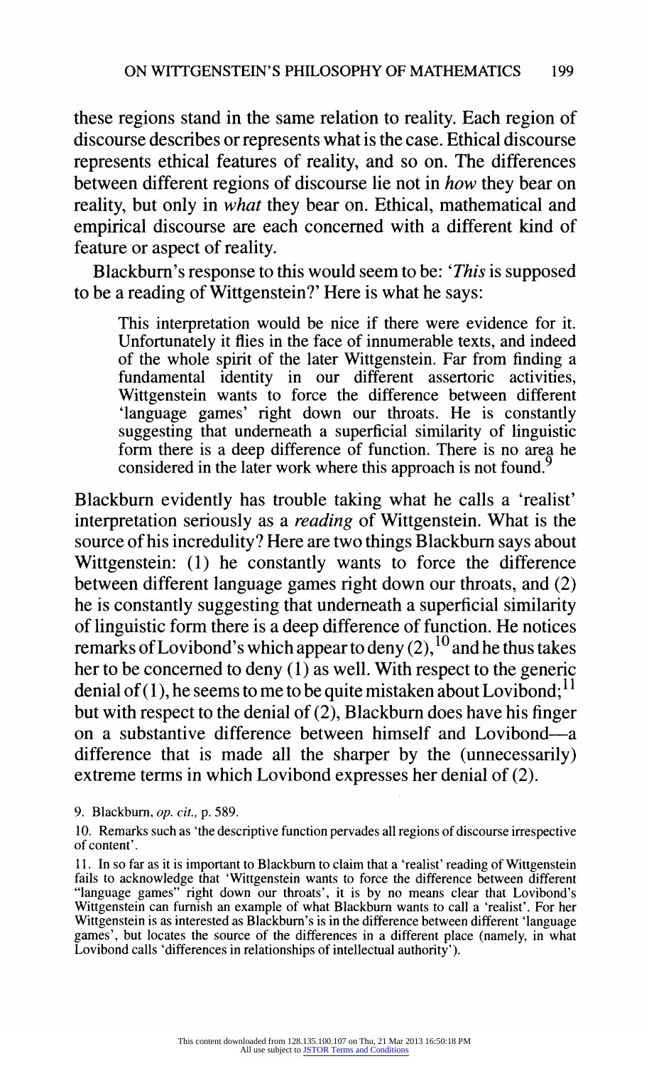these regions stand in the same relation to reality. Each region of discourse describes or represents what is the case. Ethical discourse represents ethical features of reality, and so on. The differences between different regions of discourse lie not in *how* they bear on reality, but only in *what* they bear on. Ethical, mathematical and empirical discourse are each concerned with a different kind of feature or aspect of reality.

Blackburn's response to this would seem to be: '*This* is supposed to be a reading of Wittgenstein?' Here is what he says:

> This interpretation would be nice if there were evidence for it. Unfortunately it flies in the face of innumerable texts, and indeed of the whole spirit of the later Wittgenstein. Far from finding a fundamental identity in our different assertoric activities, Wittgenstein wants to force the difference between different 'language games' right down our throats. He is constantly suggesting that underneath a superficial similarity of linguistic form there is a deep difference of function. There is no area he considered in the later work where this approach is not found.[9]

Blackburn evidently has trouble taking what he calls a 'realist' interpretation seriously as a *reading* of Wittgenstein. What is the source of his incredulity? Here are two things Blackburn says about Wittgenstein: (1) he constantly wants to force the difference between different language games right down our throats, and (2) he is constantly suggesting that underneath a superficial similarity of linguistic form there is a deep difference of function. He notices remarks of Lovibond's which appear to deny (2),[10] and he thus takes her to be concerned to deny (1) as well. With respect to the generic denial of (1), he seems to me to be quite mistaken about Lovibond;[11] but with respect to the denial of (2), Blackburn does have his finger on a substantive difference between himself and Lovibond—a difference that is made all the sharper by the (unnecessarily) extreme terms in which Lovibond expresses her denial of (2).

9. Blackburn, *op. cit.*, p. 589.

10. Remarks such as 'the descriptive function pervades all regions of discourse irrespective of content'.

11. In so far as it is important to Blackburn to claim that a 'realist' reading of Wittgenstein fails to acknowledge that 'Wittgenstein wants to force the difference between different "language games" right down our throats', it is by no means clear that Lovibond's Wittgenstein can furnish an example of what Blackburn wants to call a 'realist'. For her Wittgenstein is as interested as Blackburn's is in the difference between different 'language games', but locates the source of the differences in a different place (namely, in what Lovibond calls 'differences in relationships of intellectual authority').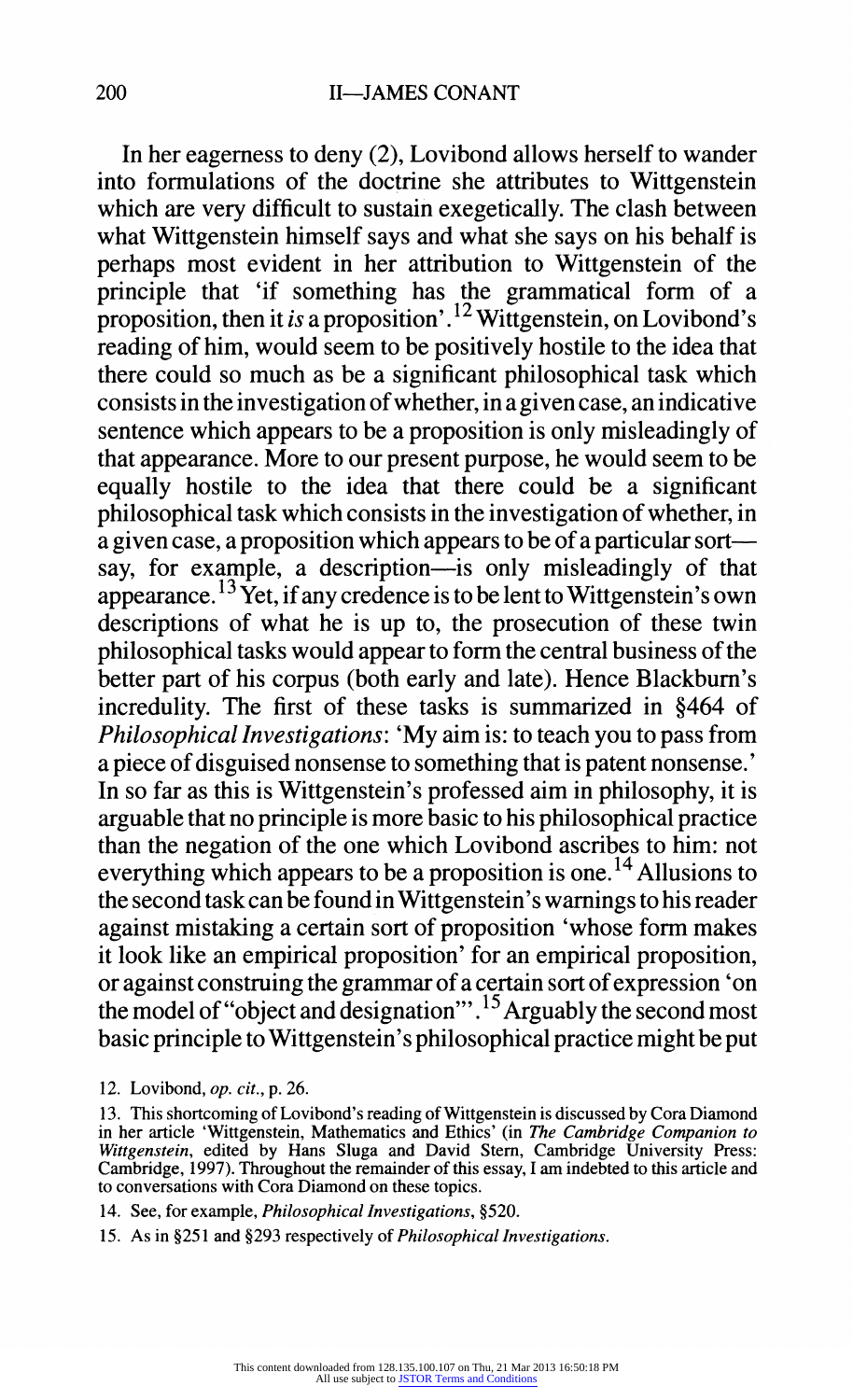In her eagerness to deny (2), Lovibond allows herself to wander into formulations of the doctrine she attributes to Wittgenstein which are very difficult to sustain exegetically. The clash between what Wittgenstein himself says and what she says on his behalf is perhaps most evident in her attribution to Wittgenstein of the principle that 'if something has the grammatical form of a proposition, then it *is* a proposition'.[12] Wittgenstein, on Lovibond's reading of him, would seem to be positively hostile to the idea that there could so much as be a significant philosophical task which consists in the investigation of whether, in a given case, an indicative sentence which appears to be a proposition is only misleadingly of that appearance. More to our present purpose, he would seem to be equally hostile to the idea that there could be a significant philosophical task which consists in the investigation of whether, in a given case, a proposition which appears to be of a particular sort—say, for example, a description—is only misleadingly of that appearance.[13] Yet, if any credence is to be lent to Wittgenstein's own descriptions of what he is up to, the prosecution of these twin philosophical tasks would appear to form the central business of the better part of his corpus (both early and late). Hence Blackburn's incredulity. The first of these tasks is summarized in §464 of *Philosophical Investigations*: 'My aim is: to teach you to pass from a piece of disguised nonsense to something that is patent nonsense.' In so far as this is Wittgenstein's professed aim in philosophy, it is arguable that no principle is more basic to his philosophical practice than the negation of the one which Lovibond ascribes to him: not everything which appears to be a proposition is one.[14] Allusions to the second task can be found in Wittgenstein's warnings to his reader against mistaking a certain sort of proposition 'whose form makes it look like an empirical proposition' for an empirical proposition, or against construing the grammar of a certain sort of expression 'on the model of "object and designation"'.[15] Arguably the second most basic principle to Wittgenstein's philosophical practice might be put

12. Lovibond, *op. cit.*, p. 26.

13. This shortcoming of Lovibond's reading of Wittgenstein is discussed by Cora Diamond in her article 'Wittgenstein, Mathematics and Ethics' (in *The Cambridge Companion to Wittgenstein*, edited by Hans Sluga and David Stern, Cambridge University Press: Cambridge, 1997). Throughout the remainder of this essay, I am indebted to this article and to conversations with Cora Diamond on these topics.

14. See, for example, *Philosophical Investigations*, §520.

15. As in §251 and §293 respectively of *Philosophical Investigations*.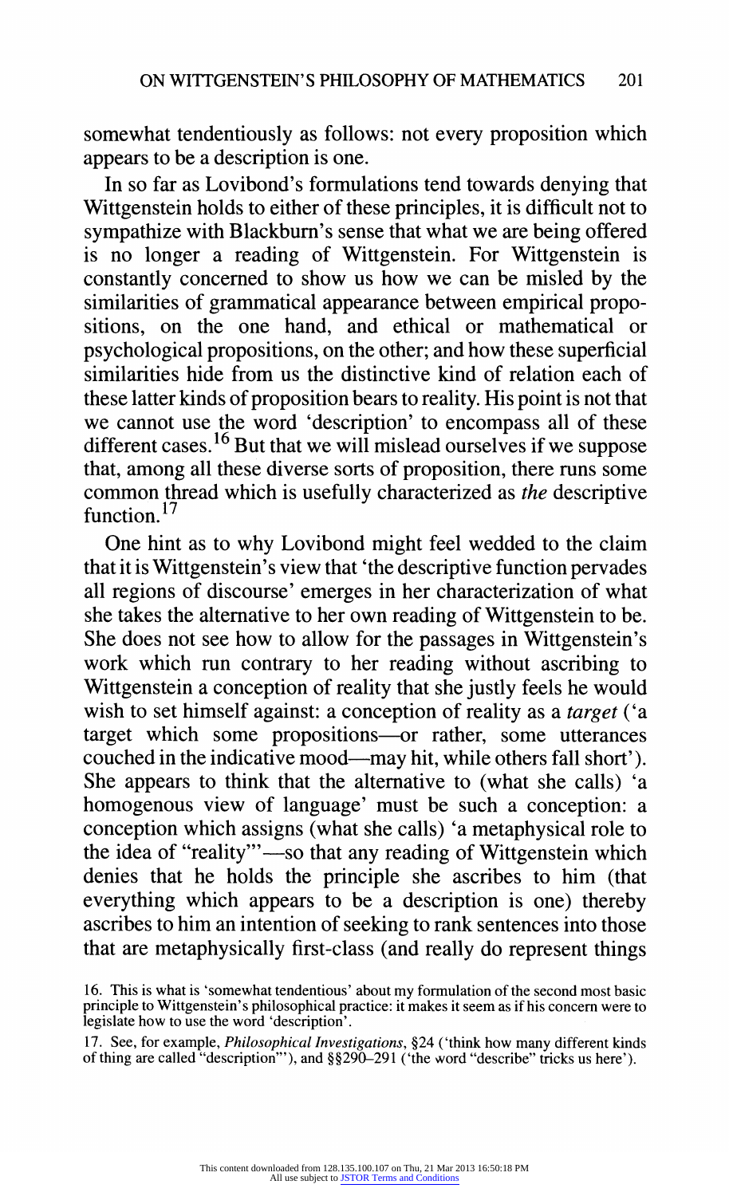somewhat tendentiously as follows: not every proposition which appears to be a description is one.

In so far as Lovibond's formulations tend towards denying that Wittgenstein holds to either of these principles, it is difficult not to sympathize with Blackburn's sense that what we are being offered is no longer a reading of Wittgenstein. For Wittgenstein is constantly concerned to show us how we can be misled by the similarities of grammatical appearance between empirical propositions, on the one hand, and ethical or mathematical or psychological propositions, on the other; and how these superficial similarities hide from us the distinctive kind of relation each of these latter kinds of proposition bears to reality. His point is not that we cannot use the word 'description' to encompass all of these different cases.[16] But that we will mislead ourselves if we suppose that, among all these diverse sorts of proposition, there runs some common thread which is usefully characterized as *the* descriptive function.[17]

One hint as to why Lovibond might feel wedded to the claim that it is Wittgenstein's view that 'the descriptive function pervades all regions of discourse' emerges in her characterization of what she takes the alternative to her own reading of Wittgenstein to be. She does not see how to allow for the passages in Wittgenstein's work which run contrary to her reading without ascribing to Wittgenstein a conception of reality that she justly feels he would wish to set himself against: a conception of reality as a *target* ('a target which some propositions—or rather, some utterances couched in the indicative mood—may hit, while others fall short'). She appears to think that the alternative to (what she calls) 'a homogenous view of language' must be such a conception: a conception which assigns (what she calls) 'a metaphysical role to the idea of "reality"'—so that any reading of Wittgenstein which denies that he holds the principle she ascribes to him (that everything which appears to be a description is one) thereby ascribes to him an intention of seeking to rank sentences into those that are metaphysically first-class (and really do represent things

16. This is what is 'somewhat tendentious' about my formulation of the second most basic principle to Wittgenstein's philosophical practice: it makes it seem as if his concern were to legislate how to use the word 'description'.

17. See, for example, *Philosophical Investigations*, §24 ('think how many different kinds of thing are called "description"'), and §§290–291 ('the word "describe" tricks us here').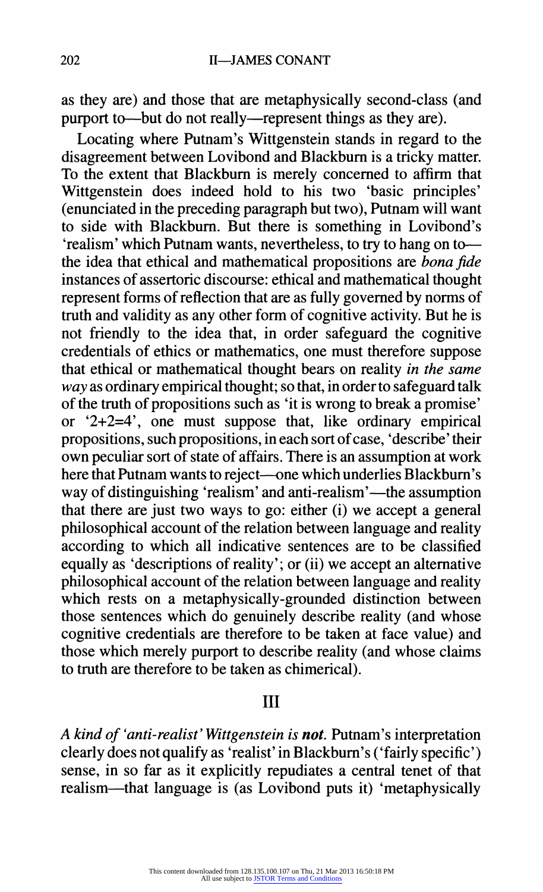as they are) and those that are metaphysically second-class (and purport to—but do not really—represent things as they are).

Locating where Putnam's Wittgenstein stands in regard to the disagreement between Lovibond and Blackburn is a tricky matter. To the extent that Blackburn is merely concerned to affirm that Wittgenstein does indeed hold to his two 'basic principles' (enunciated in the preceding paragraph but two), Putnam will want to side with Blackburn. But there is something in Lovibond's 'realism' which Putnam wants, nevertheless, to try to hang on to—the idea that ethical and mathematical propositions are *bona fide* instances of assertoric discourse: ethical and mathematical thought represent forms of reflection that are as fully governed by norms of truth and validity as any other form of cognitive activity. But he is not friendly to the idea that, in order safeguard the cognitive credentials of ethics or mathematics, one must therefore suppose that ethical or mathematical thought bears on reality *in the same way* as ordinary empirical thought; so that, in order to safeguard talk of the truth of propositions such as 'it is wrong to break a promise' or '2+2=4', one must suppose that, like ordinary empirical propositions, such propositions, in each sort of case, 'describe' their own peculiar sort of state of affairs. There is an assumption at work here that Putnam wants to reject—one which underlies Blackburn's way of distinguishing 'realism' and anti-realism'—the assumption that there are just two ways to go: either (i) we accept a general philosophical account of the relation between language and reality according to which all indicative sentences are to be classified equally as 'descriptions of reality'; or (ii) we accept an alternative philosophical account of the relation between language and reality which rests on a metaphysically-grounded distinction between those sentences which do genuinely describe reality (and whose cognitive credentials are therefore to be taken at face value) and those which merely purport to describe reality (and whose claims to truth are therefore to be taken as chimerical).

## III

*A kind of 'anti-realist' Wittgenstein is* ***not***. Putnam's interpretation clearly does not qualify as 'realist' in Blackburn's ('fairly specific') sense, in so far as it explicitly repudiates a central tenet of that realism—that language is (as Lovibond puts it) 'metaphysically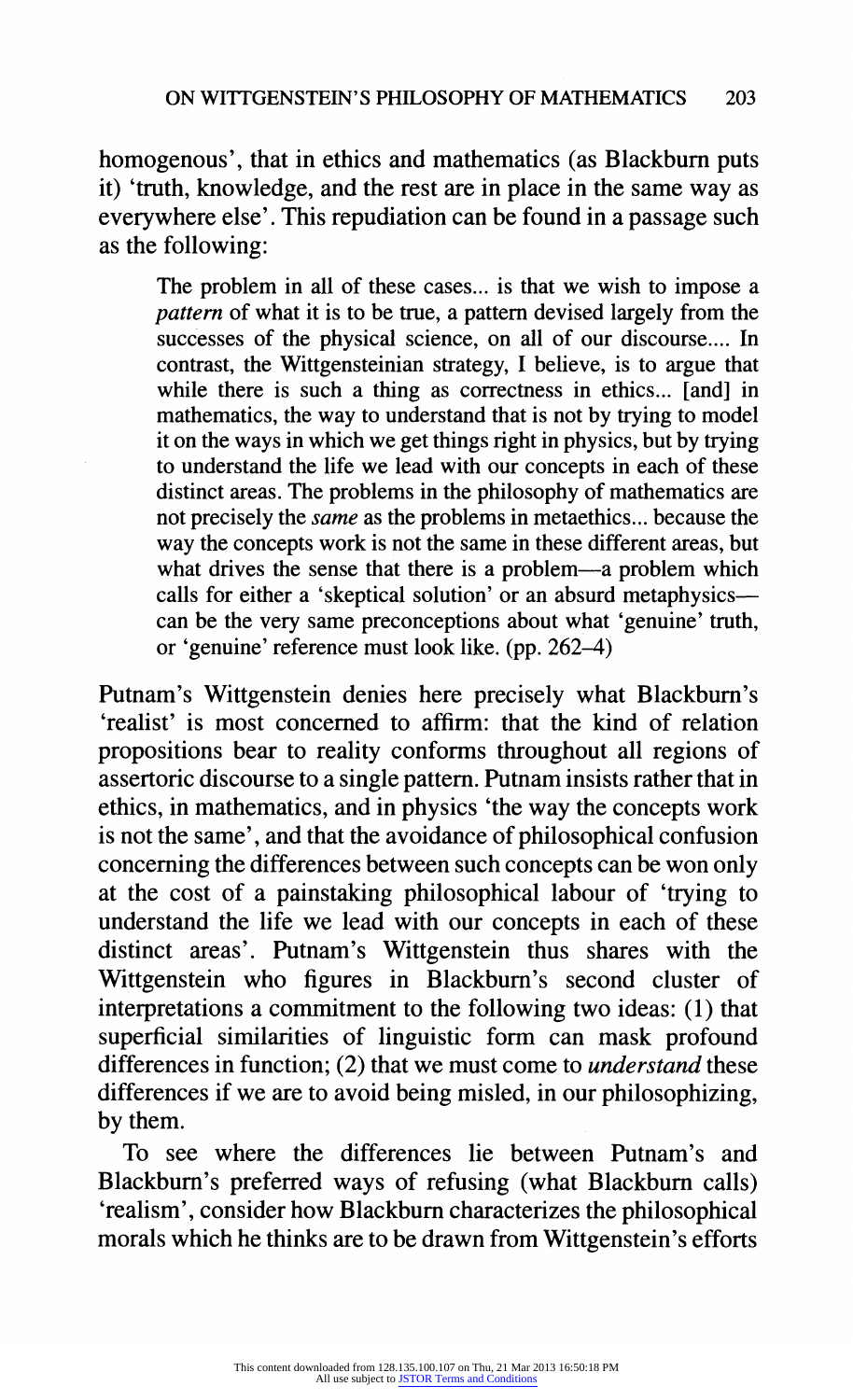homogenous', that in ethics and mathematics (as Blackburn puts it) 'truth, knowledge, and the rest are in place in the same way as everywhere else'. This repudiation can be found in a passage such as the following:

> The problem in all of these cases... is that we wish to impose a *pattern* of what it is to be true, a pattern devised largely from the successes of the physical science, on all of our discourse.... In contrast, the Wittgensteinian strategy, I believe, is to argue that while there is such a thing as correctness in ethics... [and] in mathematics, the way to understand that is not by trying to model it on the ways in which we get things right in physics, but by trying to understand the life we lead with our concepts in each of these distinct areas. The problems in the philosophy of mathematics are not precisely the *same* as the problems in metaethics... because the way the concepts work is not the same in these different areas, but what drives the sense that there is a problem—a problem which calls for either a 'skeptical solution' or an absurd metaphysics—can be the very same preconceptions about what 'genuine' truth, or 'genuine' reference must look like. (pp. 262–4)

Putnam's Wittgenstein denies here precisely what Blackburn's 'realist' is most concerned to affirm: that the kind of relation propositions bear to reality conforms throughout all regions of assertoric discourse to a single pattern. Putnam insists rather that in ethics, in mathematics, and in physics 'the way the concepts work is not the same', and that the avoidance of philosophical confusion concerning the differences between such concepts can be won only at the cost of a painstaking philosophical labour of 'trying to understand the life we lead with our concepts in each of these distinct areas'. Putnam's Wittgenstein thus shares with the Wittgenstein who figures in Blackburn's second cluster of interpretations a commitment to the following two ideas: (1) that superficial similarities of linguistic form can mask profound differences in function; (2) that we must come to *understand* these differences if we are to avoid being misled, in our philosophizing, by them.

To see where the differences lie between Putnam's and Blackburn's preferred ways of refusing (what Blackburn calls) 'realism', consider how Blackburn characterizes the philosophical morals which he thinks are to be drawn from Wittgenstein's efforts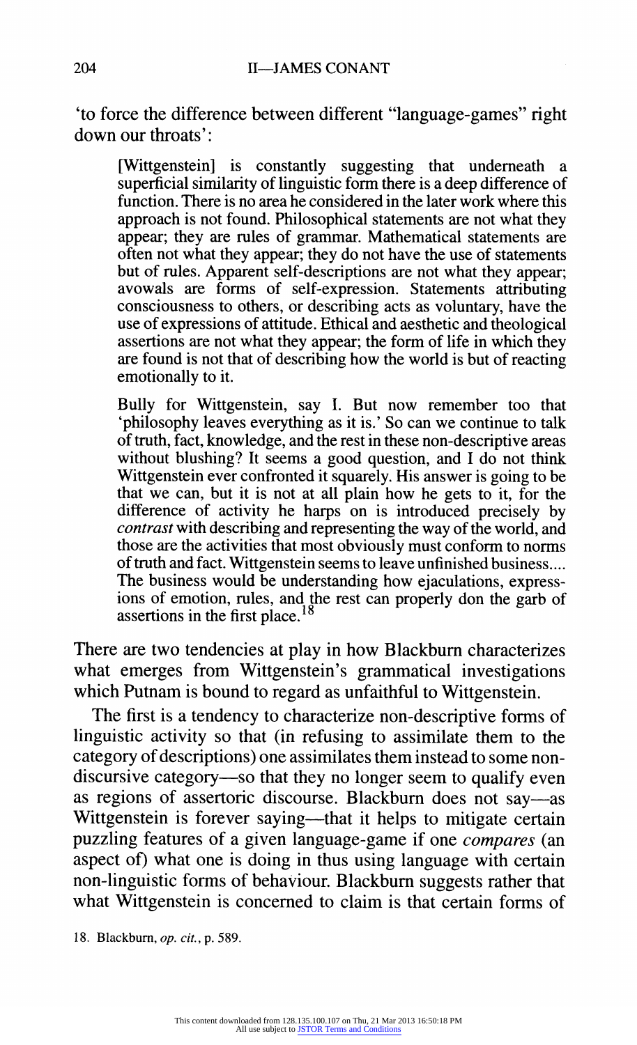'to force the difference between different "language-games" right down our throats':

> [Wittgenstein] is constantly suggesting that underneath a superficial similarity of linguistic form there is a deep difference of function. There is no area he considered in the later work where this approach is not found. Philosophical statements are not what they appear; they are rules of grammar. Mathematical statements are often not what they appear; they do not have the use of statements but of rules. Apparent self-descriptions are not what they appear; avowals are forms of self-expression. Statements attributing consciousness to others, or describing acts as voluntary, have the use of expressions of attitude. Ethical and aesthetic and theological assertions are not what they appear; the form of life in which they are found is not that of describing how the world is but of reacting emotionally to it.
>
> Bully for Wittgenstein, say I. But now remember too that 'philosophy leaves everything as it is.' So can we continue to talk of truth, fact, knowledge, and the rest in these non-descriptive areas without blushing? It seems a good question, and I do not think Wittgenstein ever confronted it squarely. His answer is going to be that we can, but it is not at all plain how he gets to it, for the difference of activity he harps on is introduced precisely by *contrast* with describing and representing the way of the world, and those are the activities that most obviously must conform to norms of truth and fact. Wittgenstein seems to leave unfinished business.... The business would be understanding how ejaculations, expressions of emotion, rules, and the rest can properly don the garb of assertions in the first place.[18]

There are two tendencies at play in how Blackburn characterizes what emerges from Wittgenstein's grammatical investigations which Putnam is bound to regard as unfaithful to Wittgenstein.

The first is a tendency to characterize non-descriptive forms of linguistic activity so that (in refusing to assimilate them to the category of descriptions) one assimilates them instead to some non-discursive category—so that they no longer seem to qualify even as regions of assertoric discourse. Blackburn does not say—as Wittgenstein is forever saying—that it helps to mitigate certain puzzling features of a given language-game if one *compares* (an aspect of) what one is doing in thus using language with certain non-linguistic forms of behaviour. Blackburn suggests rather that what Wittgenstein is concerned to claim is that certain forms of

18. Blackburn, *op. cit.*, p. 589.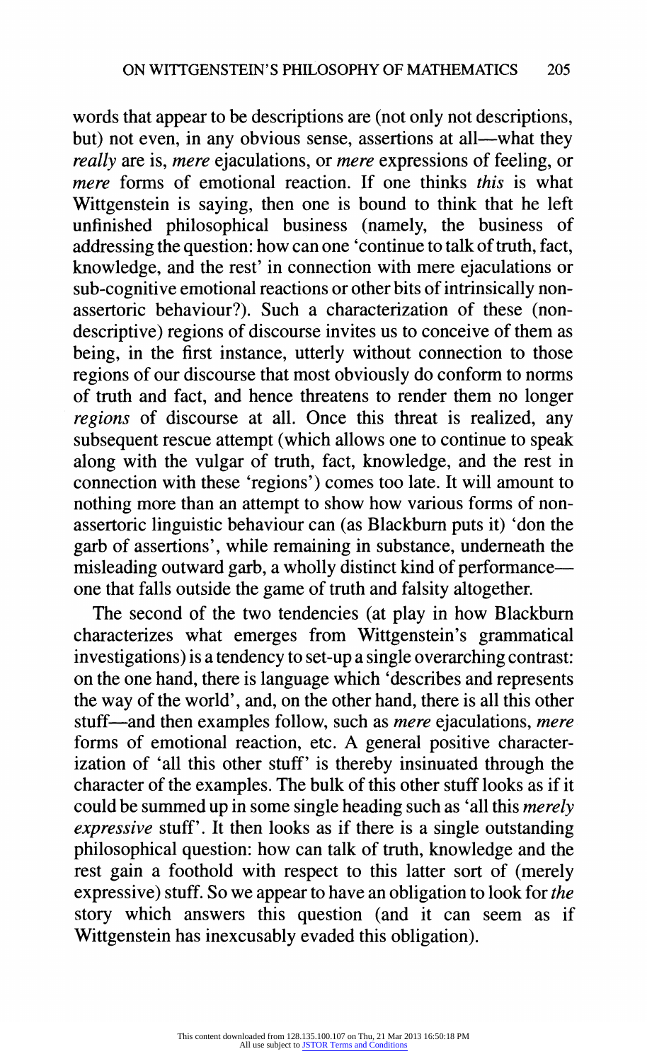words that appear to be descriptions are (not only not descriptions, but) not even, in any obvious sense, assertions at all—what they *really* are is, *mere* ejaculations, or *mere* expressions of feeling, or *mere* forms of emotional reaction. If one thinks *this* is what Wittgenstein is saying, then one is bound to think that he left unfinished philosophical business (namely, the business of addressing the question: how can one 'continue to talk of truth, fact, knowledge, and the rest' in connection with mere ejaculations or sub-cognitive emotional reactions or other bits of intrinsically non-assertoric behaviour?). Such a characterization of these (non-descriptive) regions of discourse invites us to conceive of them as being, in the first instance, utterly without connection to those regions of our discourse that most obviously do conform to norms of truth and fact, and hence threatens to render them no longer *regions* of discourse at all. Once this threat is realized, any subsequent rescue attempt (which allows one to continue to speak along with the vulgar of truth, fact, knowledge, and the rest in connection with these 'regions') comes too late. It will amount to nothing more than an attempt to show how various forms of non-assertoric linguistic behaviour can (as Blackburn puts it) 'don the garb of assertions', while remaining in substance, underneath the misleading outward garb, a wholly distinct kind of performance—one that falls outside the game of truth and falsity altogether.

The second of the two tendencies (at play in how Blackburn characterizes what emerges from Wittgenstein's grammatical investigations) is a tendency to set-up a single overarching contrast: on the one hand, there is language which 'describes and represents the way of the world', and, on the other hand, there is all this other stuff—and then examples follow, such as *mere* ejaculations, *mere* forms of emotional reaction, etc. A general positive characterization of 'all this other stuff' is thereby insinuated through the character of the examples. The bulk of this other stuff looks as if it could be summed up in some single heading such as 'all this *merely expressive* stuff'. It then looks as if there is a single outstanding philosophical question: how can talk of truth, knowledge and the rest gain a foothold with respect to this latter sort of (merely expressive) stuff. So we appear to have an obligation to look for *the* story which answers this question (and it can seem as if Wittgenstein has inexcusably evaded this obligation).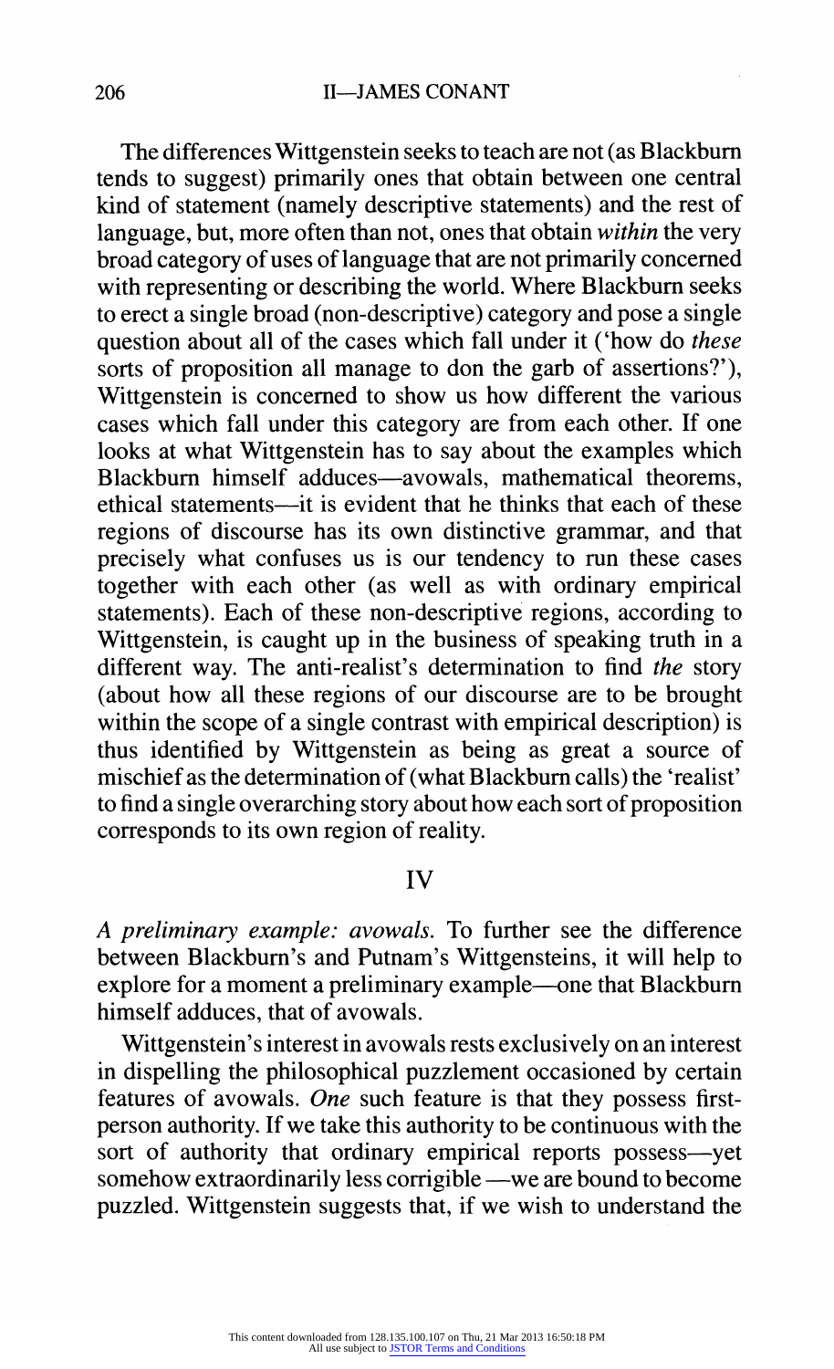The differences Wittgenstein seeks to teach are not (as Blackburn tends to suggest) primarily ones that obtain between one central kind of statement (namely descriptive statements) and the rest of language, but, more often than not, ones that obtain *within* the very broad category of uses of language that are not primarily concerned with representing or describing the world. Where Blackburn seeks to erect a single broad (non-descriptive) category and pose a single question about all of the cases which fall under it ('how do *these* sorts of proposition all manage to don the garb of assertions?'), Wittgenstein is concerned to show us how different the various cases which fall under this category are from each other. If one looks at what Wittgenstein has to say about the examples which Blackburn himself adduces—avowals, mathematical theorems, ethical statements—it is evident that he thinks that each of these regions of discourse has its own distinctive grammar, and that precisely what confuses us is our tendency to run these cases together with each other (as well as with ordinary empirical statements). Each of these non-descriptive regions, according to Wittgenstein, is caught up in the business of speaking truth in a different way. The anti-realist's determination to find *the* story (about how all these regions of our discourse are to be brought within the scope of a single contrast with empirical description) is thus identified by Wittgenstein as being as great a source of mischief as the determination of (what Blackburn calls) the 'realist' to find a single overarching story about how each sort of proposition corresponds to its own region of reality.

## IV

*A preliminary example: avowals.* To further see the difference between Blackburn's and Putnam's Wittgensteins, it will help to explore for a moment a preliminary example—one that Blackburn himself adduces, that of avowals.

Wittgenstein's interest in avowals rests exclusively on an interest in dispelling the philosophical puzzlement occasioned by certain features of avowals. *One* such feature is that they possess first-person authority. If we take this authority to be continuous with the sort of authority that ordinary empirical reports possess—yet somehow extraordinarily less corrigible —we are bound to become puzzled. Wittgenstein suggests that, if we wish to understand the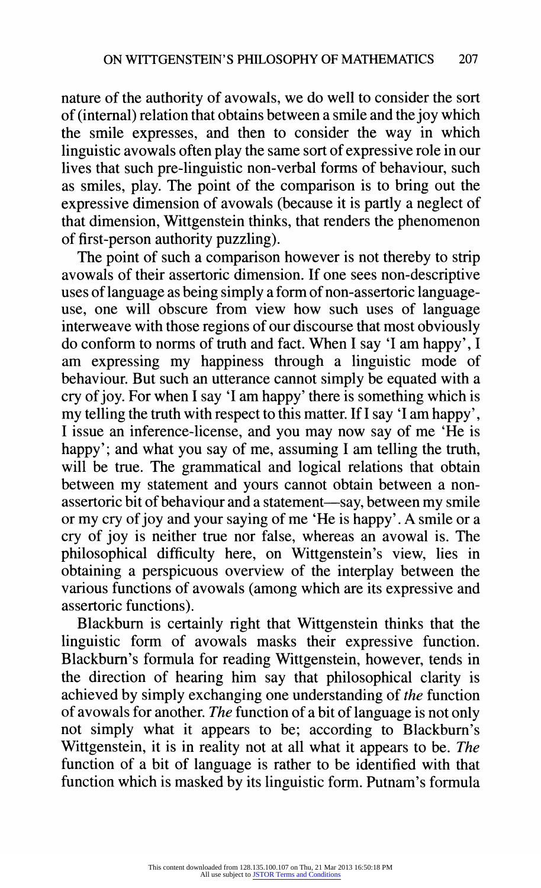nature of the authority of avowals, we do well to consider the sort of (internal) relation that obtains between a smile and the joy which the smile expresses, and then to consider the way in which linguistic avowals often play the same sort of expressive role in our lives that such pre-linguistic non-verbal forms of behaviour, such as smiles, play. The point of the comparison is to bring out the expressive dimension of avowals (because it is partly a neglect of that dimension, Wittgenstein thinks, that renders the phenomenon of first-person authority puzzling).

The point of such a comparison however is not thereby to strip avowals of their assertoric dimension. If one sees non-descriptive uses of language as being simply a form of non-assertoric language-use, one will obscure from view how such uses of language interweave with those regions of our discourse that most obviously do conform to norms of truth and fact. When I say 'I am happy', I am expressing my happiness through a linguistic mode of behaviour. But such an utterance cannot simply be equated with a cry of joy. For when I say 'I am happy' there is something which is my telling the truth with respect to this matter. If I say 'I am happy', I issue an inference-license, and you may now say of me 'He is happy'; and what you say of me, assuming I am telling the truth, will be true. The grammatical and logical relations that obtain between my statement and yours cannot obtain between a non-assertoric bit of behaviour and a statement—say, between my smile or my cry of joy and your saying of me 'He is happy'. A smile or a cry of joy is neither true nor false, whereas an avowal is. The philosophical difficulty here, on Wittgenstein's view, lies in obtaining a perspicuous overview of the interplay between the various functions of avowals (among which are its expressive and assertoric functions).

Blackburn is certainly right that Wittgenstein thinks that the linguistic form of avowals masks their expressive function. Blackburn's formula for reading Wittgenstein, however, tends in the direction of hearing him say that philosophical clarity is achieved by simply exchanging one understanding of *the* function of avowals for another. *The* function of a bit of language is not only not simply what it appears to be; according to Blackburn's Wittgenstein, it is in reality not at all what it appears to be. *The* function of a bit of language is rather to be identified with that function which is masked by its linguistic form. Putnam's formula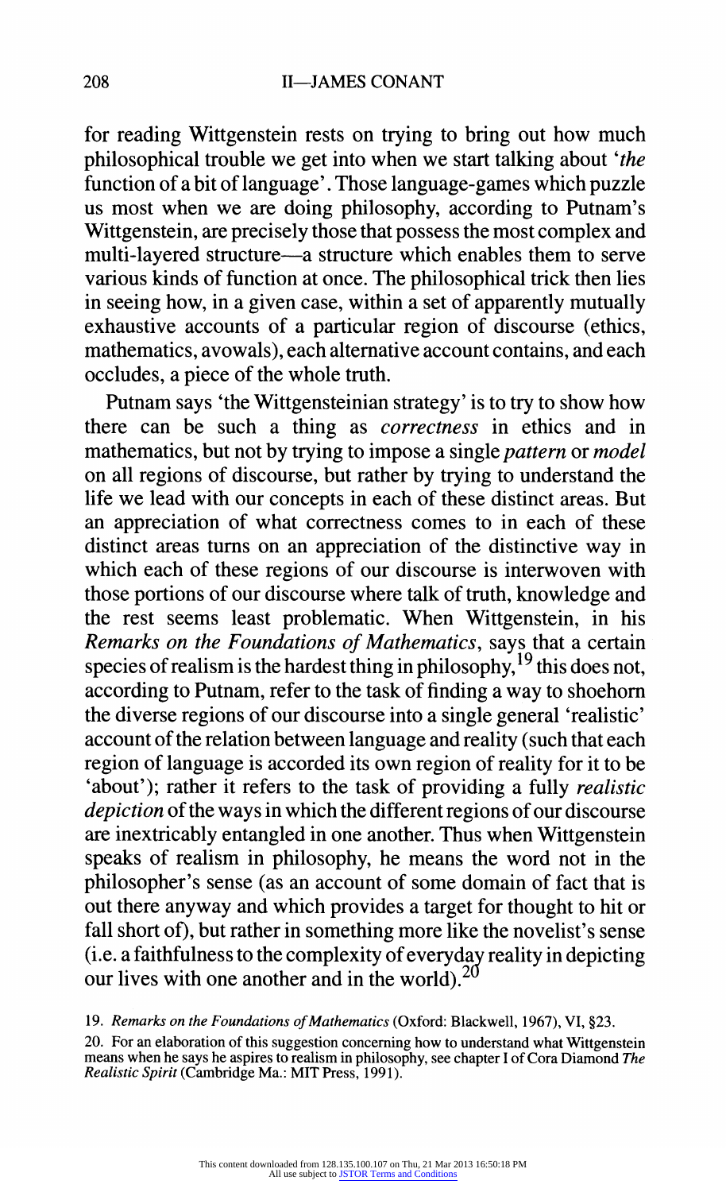for reading Wittgenstein rests on trying to bring out how much philosophical trouble we get into when we start talking about '*the* function of a bit of language'. Those language-games which puzzle us most when we are doing philosophy, according to Putnam's Wittgenstein, are precisely those that possess the most complex and multi-layered structure—a structure which enables them to serve various kinds of function at once. The philosophical trick then lies in seeing how, in a given case, within a set of apparently mutually exhaustive accounts of a particular region of discourse (ethics, mathematics, avowals), each alternative account contains, and each occludes, a piece of the whole truth.

Putnam says 'the Wittgensteinian strategy' is to try to show how there can be such a thing as *correctness* in ethics and in mathematics, but not by trying to impose a single *pattern* or *model* on all regions of discourse, but rather by trying to understand the life we lead with our concepts in each of these distinct areas. But an appreciation of what correctness comes to in each of these distinct areas turns on an appreciation of the distinctive way in which each of these regions of our discourse is interwoven with those portions of our discourse where talk of truth, knowledge and the rest seems least problematic. When Wittgenstein, in his *Remarks on the Foundations of Mathematics*, says that a certain species of realism is the hardest thing in philosophy,[19] this does not, according to Putnam, refer to the task of finding a way to shoehorn the diverse regions of our discourse into a single general 'realistic' account of the relation between language and reality (such that each region of language is accorded its own region of reality for it to be 'about'); rather it refers to the task of providing a fully *realistic depiction* of the ways in which the different regions of our discourse are inextricably entangled in one another. Thus when Wittgenstein speaks of realism in philosophy, he means the word not in the philosopher's sense (as an account of some domain of fact that is out there anyway and which provides a target for thought to hit or fall short of), but rather in something more like the novelist's sense (i.e. a faithfulness to the complexity of everyday reality in depicting our lives with one another and in the world).[20]

19. *Remarks on the Foundations of Mathematics* (Oxford: Blackwell, 1967), VI, §23.

20. For an elaboration of this suggestion concerning how to understand what Wittgenstein means when he says he aspires to realism in philosophy, see chapter I of Cora Diamond *The Realistic Spirit* (Cambridge Ma.: MIT Press, 1991).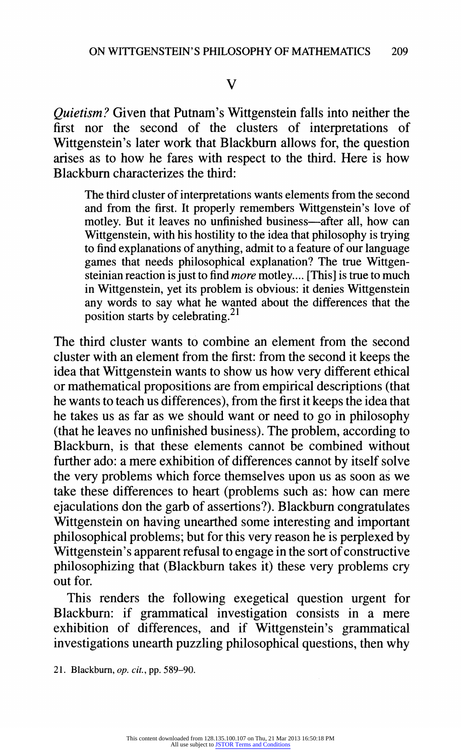## V

*Quietism?* Given that Putnam's Wittgenstein falls into neither the first nor the second of the clusters of interpretations of Wittgenstein's later work that Blackburn allows for, the question arises as to how he fares with respect to the third. Here is how Blackburn characterizes the third:

> The third cluster of interpretations wants elements from the second and from the first. It properly remembers Wittgenstein's love of motley. But it leaves no unfinished business—after all, how can Wittgenstein, with his hostility to the idea that philosophy is trying to find explanations of anything, admit to a feature of our language games that needs philosophical explanation? The true Wittgensteinian reaction is just to find *more* motley.... [This] is true to much in Wittgenstein, yet its problem is obvious: it denies Wittgenstein any words to say what he wanted about the differences that the position starts by celebrating.[21]

The third cluster wants to combine an element from the second cluster with an element from the first: from the second it keeps the idea that Wittgenstein wants to show us how very different ethical or mathematical propositions are from empirical descriptions (that he wants to teach us differences), from the first it keeps the idea that he takes us as far as we should want or need to go in philosophy (that he leaves no unfinished business). The problem, according to Blackburn, is that these elements cannot be combined without further ado: a mere exhibition of differences cannot by itself solve the very problems which force themselves upon us as soon as we take these differences to heart (problems such as: how can mere ejaculations don the garb of assertions?). Blackburn congratulates Wittgenstein on having unearthed some interesting and important philosophical problems; but for this very reason he is perplexed by Wittgenstein's apparent refusal to engage in the sort of constructive philosophizing that (Blackburn takes it) these very problems cry out for.

This renders the following exegetical question urgent for Blackburn: if grammatical investigation consists in a mere exhibition of differences, and if Wittgenstein's grammatical investigations unearth puzzling philosophical questions, then why

21. Blackburn, *op. cit.*, pp. 589–90.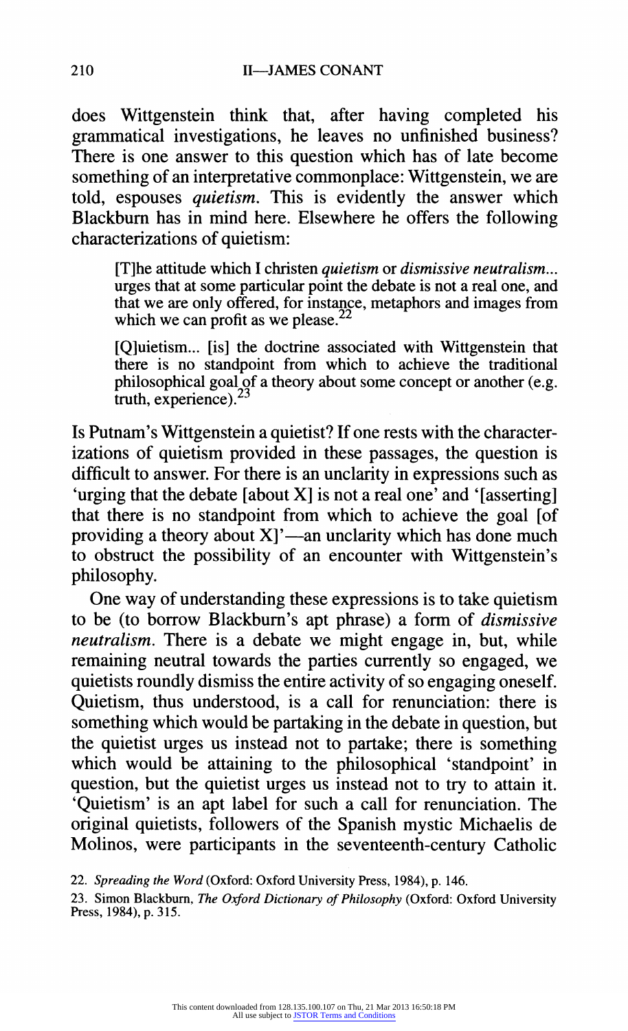does Wittgenstein think that, after having completed his grammatical investigations, he leaves no unfinished business? There is one answer to this question which has of late become something of an interpretative commonplace: Wittgenstein, we are told, espouses *quietism*. This is evidently the answer which Blackburn has in mind here. Elsewhere he offers the following characterizations of quietism:

> [T]he attitude which I christen *quietism* or *dismissive neutralism*... urges that at some particular point the debate is not a real one, and that we are only offered, for instance, metaphors and images from which we can profit as we please.[22]

> [Q]uietism... [is] the doctrine associated with Wittgenstein that there is no standpoint from which to achieve the traditional philosophical goal of a theory about some concept or another (e.g. truth, experience).[23]

Is Putnam's Wittgenstein a quietist? If one rests with the characterizations of quietism provided in these passages, the question is difficult to answer. For there is an unclarity in expressions such as 'urging that the debate [about X] is not a real one' and '[asserting] that there is no standpoint from which to achieve the goal [of providing a theory about X]'—an unclarity which has done much to obstruct the possibility of an encounter with Wittgenstein's philosophy.

One way of understanding these expressions is to take quietism to be (to borrow Blackburn's apt phrase) a form of *dismissive neutralism*. There is a debate we might engage in, but, while remaining neutral towards the parties currently so engaged, we quietists roundly dismiss the entire activity of so engaging oneself. Quietism, thus understood, is a call for renunciation: there is something which would be partaking in the debate in question, but the quietist urges us instead not to partake; there is something which would be attaining to the philosophical 'standpoint' in question, but the quietist urges us instead not to try to attain it. 'Quietism' is an apt label for such a call for renunciation. The original quietists, followers of the Spanish mystic Michaelis de Molinos, were participants in the seventeenth-century Catholic

22. *Spreading the Word* (Oxford: Oxford University Press, 1984), p. 146.

23. Simon Blackburn, *The Oxford Dictionary of Philosophy* (Oxford: Oxford University Press, 1984), p. 315.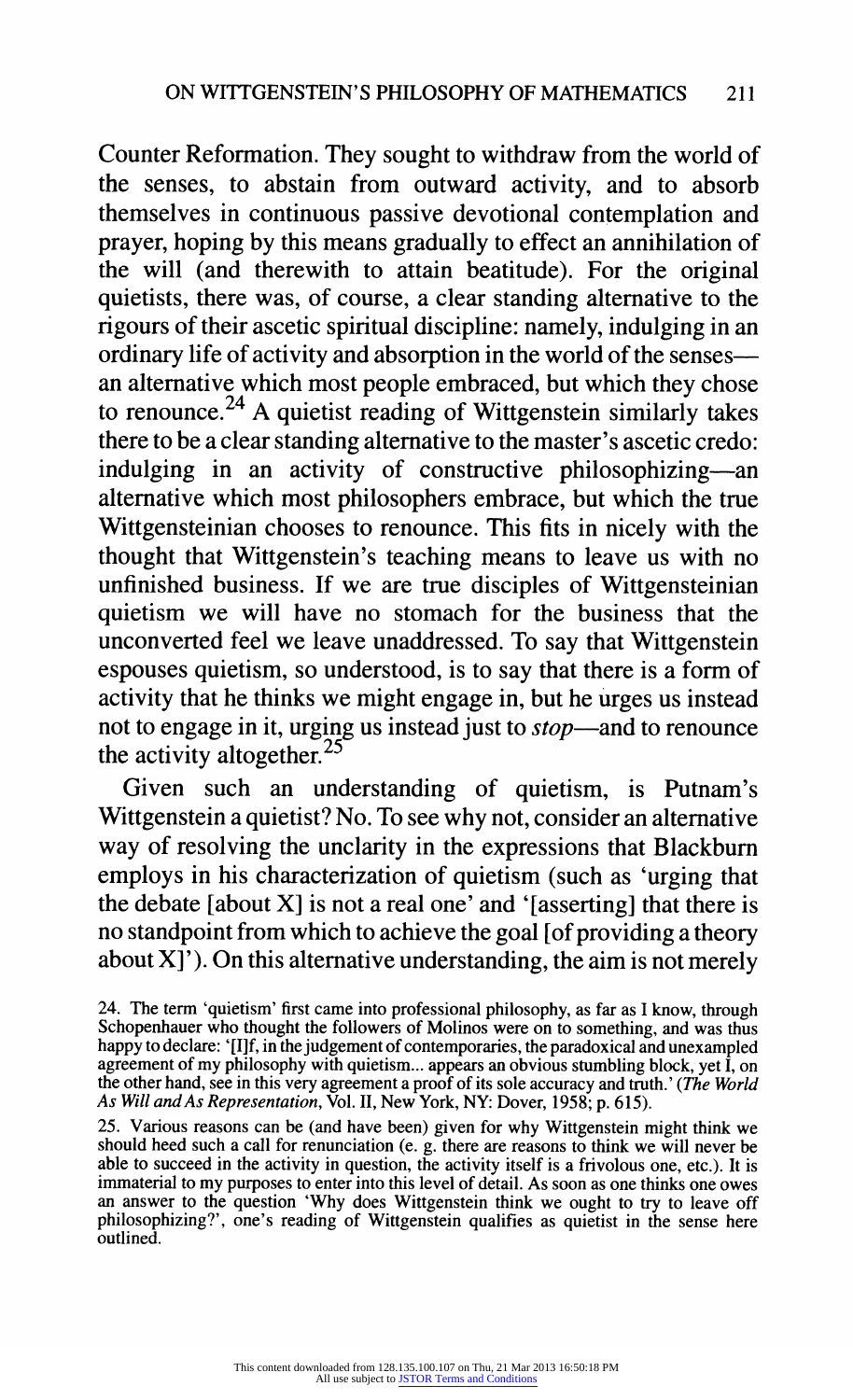Counter Reformation. They sought to withdraw from the world of the senses, to abstain from outward activity, and to absorb themselves in continuous passive devotional contemplation and prayer, hoping by this means gradually to effect an annihilation of the will (and therewith to attain beatitude). For the original quietists, there was, of course, a clear standing alternative to the rigours of their ascetic spiritual discipline: namely, indulging in an ordinary life of activity and absorption in the world of the senses—an alternative which most people embraced, but which they chose to renounce.[24] A quietist reading of Wittgenstein similarly takes there to be a clear standing alternative to the master's ascetic credo: indulging in an activity of constructive philosophizing—an alternative which most philosophers embrace, but which the true Wittgensteinian chooses to renounce. This fits in nicely with the thought that Wittgenstein's teaching means to leave us with no unfinished business. If we are true disciples of Wittgensteinian quietism we will have no stomach for the business that the unconverted feel we leave unaddressed. To say that Wittgenstein espouses quietism, so understood, is to say that there is a form of activity that he thinks we might engage in, but he urges us instead not to engage in it, urging us instead just to *stop*—and to renounce the activity altogether.[25]

Given such an understanding of quietism, is Putnam's Wittgenstein a quietist? No. To see why not, consider an alternative way of resolving the unclarity in the expressions that Blackburn employs in his characterization of quietism (such as 'urging that the debate [about X] is not a real one' and '[asserting] that there is no standpoint from which to achieve the goal [of providing a theory about X]'). On this alternative understanding, the aim is not merely

24. The term 'quietism' first came into professional philosophy, as far as I know, through Schopenhauer who thought the followers of Molinos were on to something, and was thus happy to declare: '[I]f, in the judgement of contemporaries, the paradoxical and unexampled agreement of my philosophy with quietism... appears an obvious stumbling block, yet I, on the other hand, see in this very agreement a proof of its sole accuracy and truth.' (*The World As Will and As Representation*, Vol. II, New York, NY: Dover, 1958; p. 615).

25. Various reasons can be (and have been) given for why Wittgenstein might think we should heed such a call for renunciation (e. g. there are reasons to think we will never be able to succeed in the activity in question, the activity itself is a frivolous one, etc.). It is immaterial to my purposes to enter into this level of detail. As soon as one thinks one owes an answer to the question 'Why does Wittgenstein think we ought to try to leave off philosophizing?', one's reading of Wittgenstein qualifies as quietist in the sense here outlined.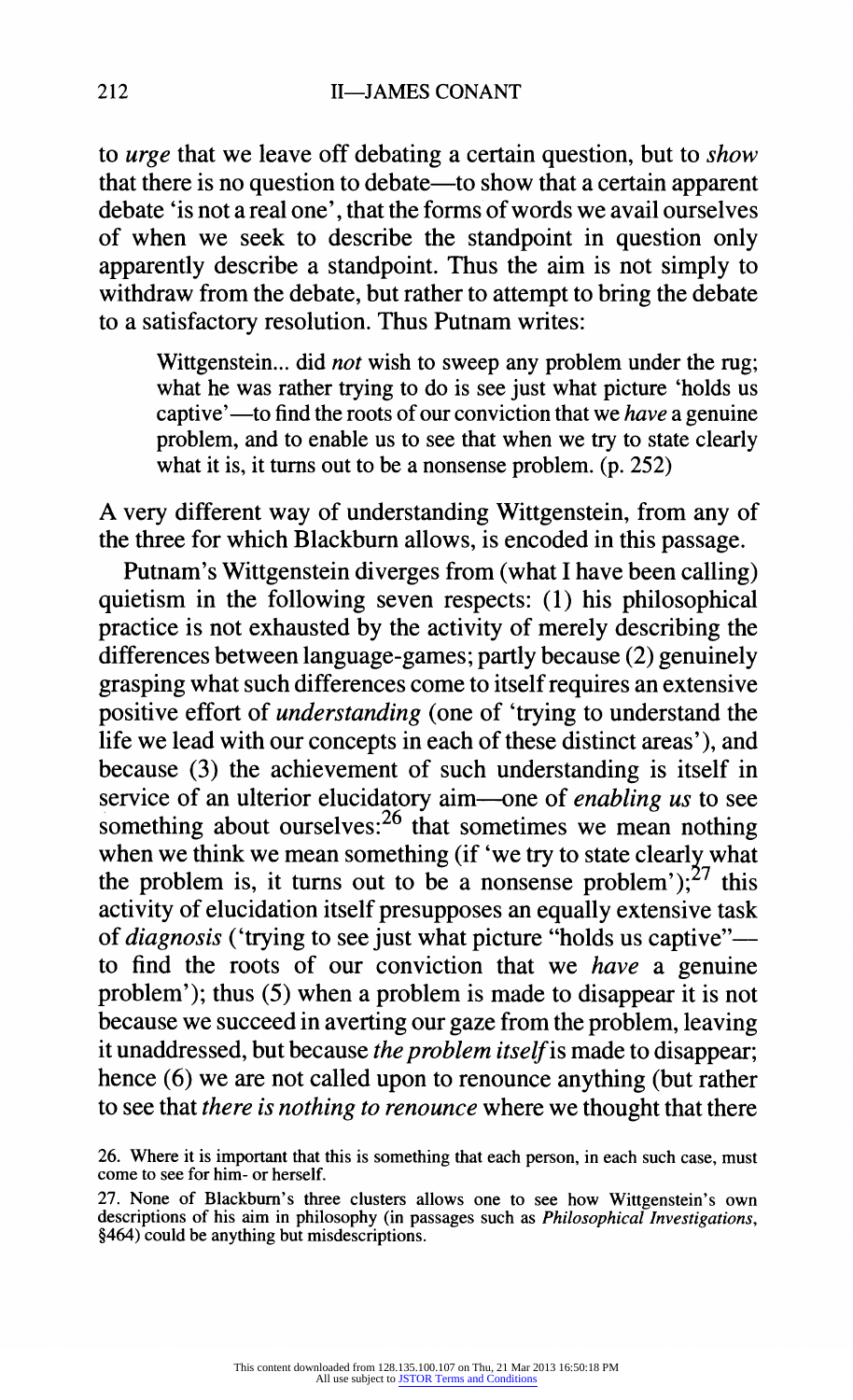to *urge* that we leave off debating a certain question, but to *show* that there is no question to debate—to show that a certain apparent debate 'is not a real one', that the forms of words we avail ourselves of when we seek to describe the standpoint in question only apparently describe a standpoint. Thus the aim is not simply to withdraw from the debate, but rather to attempt to bring the debate to a satisfactory resolution. Thus Putnam writes:

> Wittgenstein... did *not* wish to sweep any problem under the rug; what he was rather trying to do is see just what picture 'holds us captive'—to find the roots of our conviction that we *have* a genuine problem, and to enable us to see that when we try to state clearly what it is, it turns out to be a nonsense problem. (p. 252)

A very different way of understanding Wittgenstein, from any of the three for which Blackburn allows, is encoded in this passage.

Putnam's Wittgenstein diverges from (what I have been calling) quietism in the following seven respects: (1) his philosophical practice is not exhausted by the activity of merely describing the differences between language-games; partly because (2) genuinely grasping what such differences come to itself requires an extensive positive effort of *understanding* (one of 'trying to understand the life we lead with our concepts in each of these distinct areas'), and because (3) the achievement of such understanding is itself in service of an ulterior elucidatory aim—one of *enabling us* to see something about ourselves:[26] that sometimes we mean nothing when we think we mean something (if 'we try to state clearly what the problem is, it turns out to be a nonsense problem');[27] this activity of elucidation itself presupposes an equally extensive task of *diagnosis* ('trying to see just what picture "holds us captive"—to find the roots of our conviction that we *have* a genuine problem'); thus (5) when a problem is made to disappear it is not because we succeed in averting our gaze from the problem, leaving it unaddressed, but because *the problem itself* is made to disappear; hence (6) we are not called upon to renounce anything (but rather to see that *there is nothing to renounce* where we thought that there

26. Where it is important that this is something that each person, in each such case, must come to see for him- or herself.

27. None of Blackburn's three clusters allows one to see how Wittgenstein's own descriptions of his aim in philosophy (in passages such as *Philosophical Investigations*, §464) could be anything but misdescriptions.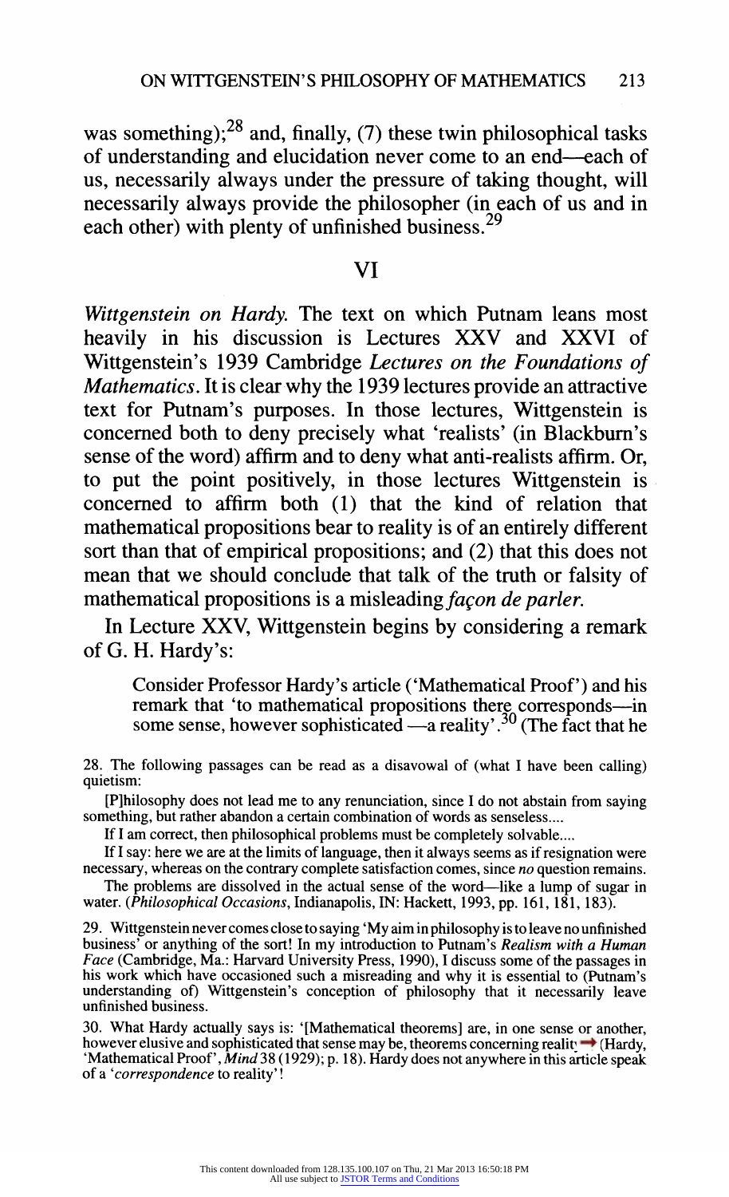was something);[28] and, finally, (7) these twin philosophical tasks of understanding and elucidation never come to an end—each of us, necessarily always under the pressure of taking thought, will necessarily always provide the philosopher (in each of us and in each other) with plenty of unfinished business.[29]

## VI

*Wittgenstein on Hardy.* The text on which Putnam leans most heavily in his discussion is Lectures XXV and XXVI of Wittgenstein's 1939 Cambridge *Lectures on the Foundations of Mathematics*. It is clear why the 1939 lectures provide an attractive text for Putnam's purposes. In those lectures, Wittgenstein is concerned both to deny precisely what 'realists' (in Blackburn's sense of the word) affirm and to deny what anti-realists affirm. Or, to put the point positively, in those lectures Wittgenstein is concerned to affirm both (1) that the kind of relation that mathematical propositions bear to reality is of an entirely different sort than that of empirical propositions; and (2) that this does not mean that we should conclude that talk of the truth or falsity of mathematical propositions is a misleading *façon de parler.*

In Lecture XXV, Wittgenstein begins by considering a remark of G. H. Hardy's:

> Consider Professor Hardy's article ('Mathematical Proof') and his remark that 'to mathematical propositions there corresponds—in some sense, however sophisticated —a reality'.[30] (The fact that he

28. The following passages can be read as a disavowal of (what I have been calling) quietism:

> [P]hilosophy does not lead me to any renunciation, since I do not abstain from saying something, but rather abandon a certain combination of words as senseless....
>
> If I am correct, then philosophical problems must be completely solvable....
>
> If I say: here we are at the limits of language, then it always seems as if resignation were necessary, whereas on the contrary complete satisfaction comes, since *no* question remains.
>
> The problems are dissolved in the actual sense of the word—like a lump of sugar in water. (*Philosophical Occasions*, Indianapolis, IN: Hackett, 1993, pp. 161, 181, 183).

29. Wittgenstein never comes close to saying 'My aim in philosophy is to leave no unfinished business' or anything of the sort! In my introduction to Putnam's *Realism with a Human Face* (Cambridge, Ma.: Harvard University Press, 1990), I discuss some of the passages in his work which have occasioned such a misreading and why it is essential to (Putnam's understanding of) Wittgenstein's conception of philosophy that it necessarily leave unfinished business.

30. What Hardy actually says is: '[Mathematical theorems] are, in one sense or another, however elusive and sophisticated that sense may be, theorems concerning reality' (Hardy, 'Mathematical Proof', *Mind* 38 (1929); p. 18). Hardy does not anywhere in this article speak of a '*correspondence* to reality'!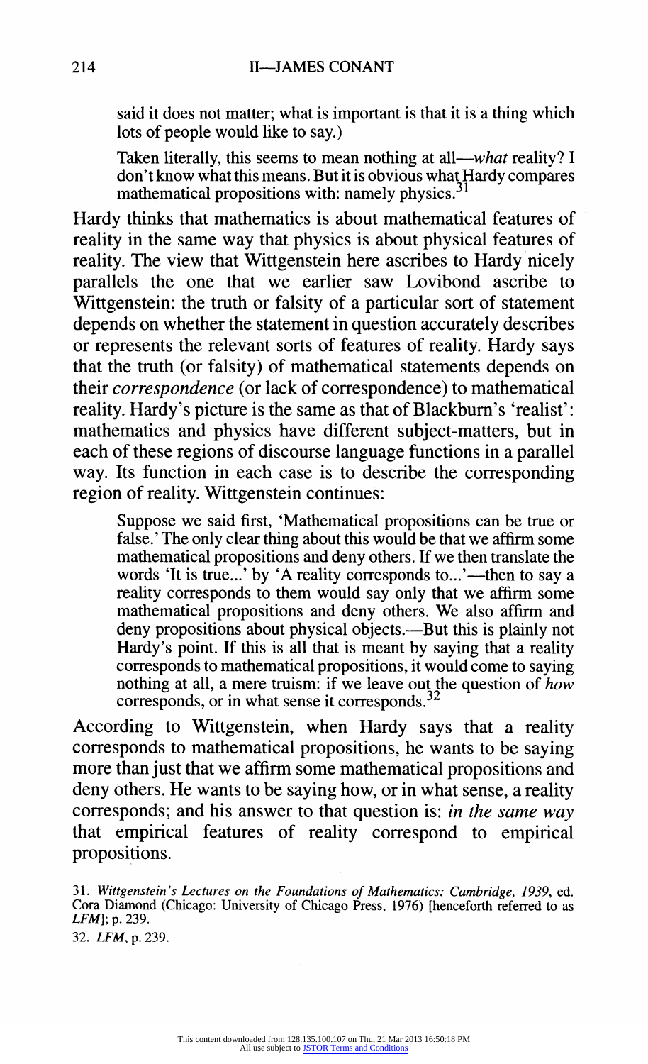said it does not matter; what is important is that it is a thing which lots of people would like to say.)

> Taken literally, this seems to mean nothing at all—*what* reality? I don't know what this means. But it is obvious what Hardy compares mathematical propositions with: namely physics.[31]

Hardy thinks that mathematics is about mathematical features of reality in the same way that physics is about physical features of reality. The view that Wittgenstein here ascribes to Hardy nicely parallels the one that we earlier saw Lovibond ascribe to Wittgenstein: the truth or falsity of a particular sort of statement depends on whether the statement in question accurately describes or represents the relevant sorts of features of reality. Hardy says that the truth (or falsity) of mathematical statements depends on their *correspondence* (or lack of correspondence) to mathematical reality. Hardy's picture is the same as that of Blackburn's 'realist': mathematics and physics have different subject-matters, but in each of these regions of discourse language functions in a parallel way. Its function in each case is to describe the corresponding region of reality. Wittgenstein continues:

> Suppose we said first, 'Mathematical propositions can be true or false.' The only clear thing about this would be that we affirm some mathematical propositions and deny others. If we then translate the words 'It is true...' by 'A reality corresponds to...'—then to say a reality corresponds to them would say only that we affirm some mathematical propositions and deny others. We also affirm and deny propositions about physical objects.—But this is plainly not Hardy's point. If this is all that is meant by saying that a reality corresponds to mathematical propositions, it would come to saying nothing at all, a mere truism: if we leave out the question of *how* corresponds, or in what sense it corresponds.[32]

According to Wittgenstein, when Hardy says that a reality corresponds to mathematical propositions, he wants to be saying more than just that we affirm some mathematical propositions and deny others. He wants to be saying how, or in what sense, a reality corresponds; and his answer to that question is: *in the same way* that empirical features of reality correspond to empirical propositions.

31. *Wittgenstein's Lectures on the Foundations of Mathematics: Cambridge, 1939*, ed. Cora Diamond (Chicago: University of Chicago Press, 1976) [henceforth referred to as *LFM*]; p. 239.

32. *LFM*, p. 239.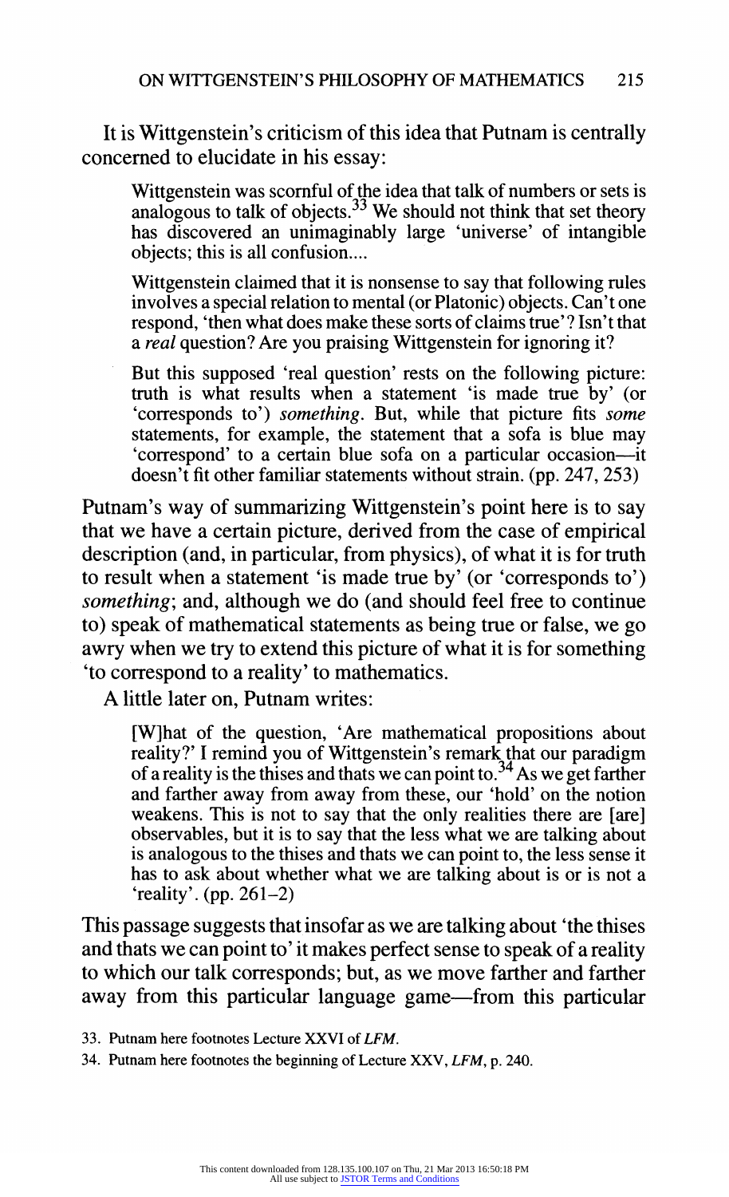It is Wittgenstein's criticism of this idea that Putnam is centrally concerned to elucidate in his essay:

> Wittgenstein was scornful of the idea that talk of numbers or sets is analogous to talk of objects.[33] We should not think that set theory has discovered an unimaginably large 'universe' of intangible objects; this is all confusion....
>
> Wittgenstein claimed that it is nonsense to say that following rules involves a special relation to mental (or Platonic) objects. Can't one respond, 'then what does make these sorts of claims true'? Isn't that a *real* question? Are you praising Wittgenstein for ignoring it?
>
> But this supposed 'real question' rests on the following picture: truth is what results when a statement 'is made true by' (or 'corresponds to') *something*. But, while that picture fits *some* statements, for example, the statement that a sofa is blue may 'correspond' to a certain blue sofa on a particular occasion—it doesn't fit other familiar statements without strain. (pp. 247, 253)

Putnam's way of summarizing Wittgenstein's point here is to say that we have a certain picture, derived from the case of empirical description (and, in particular, from physics), of what it is for truth to result when a statement 'is made true by' (or 'corresponds to') *something*; and, although we do (and should feel free to continue to) speak of mathematical statements as being true or false, we go awry when we try to extend this picture of what it is for something 'to correspond to a reality' to mathematics.

A little later on, Putnam writes:

> [W]hat of the question, 'Are mathematical propositions about reality?' I remind you of Wittgenstein's remark that our paradigm of a reality is the thises and thats we can point to.[34] As we get farther and farther away from away from these, our 'hold' on the notion weakens. This is not to say that the only realities there are [are] observables, but it is to say that the less what we are talking about is analogous to the thises and thats we can point to, the less sense it has to ask about whether what we are talking about is or is not a 'reality'. (pp. 261–2)

This passage suggests that insofar as we are talking about 'the thises and thats we can point to' it makes perfect sense to speak of a reality to which our talk corresponds; but, as we move farther and farther away from this particular language game—from this particular

33. Putnam here footnotes Lecture XXVI of *LFM*.

34. Putnam here footnotes the beginning of Lecture XXV, *LFM*, p. 240.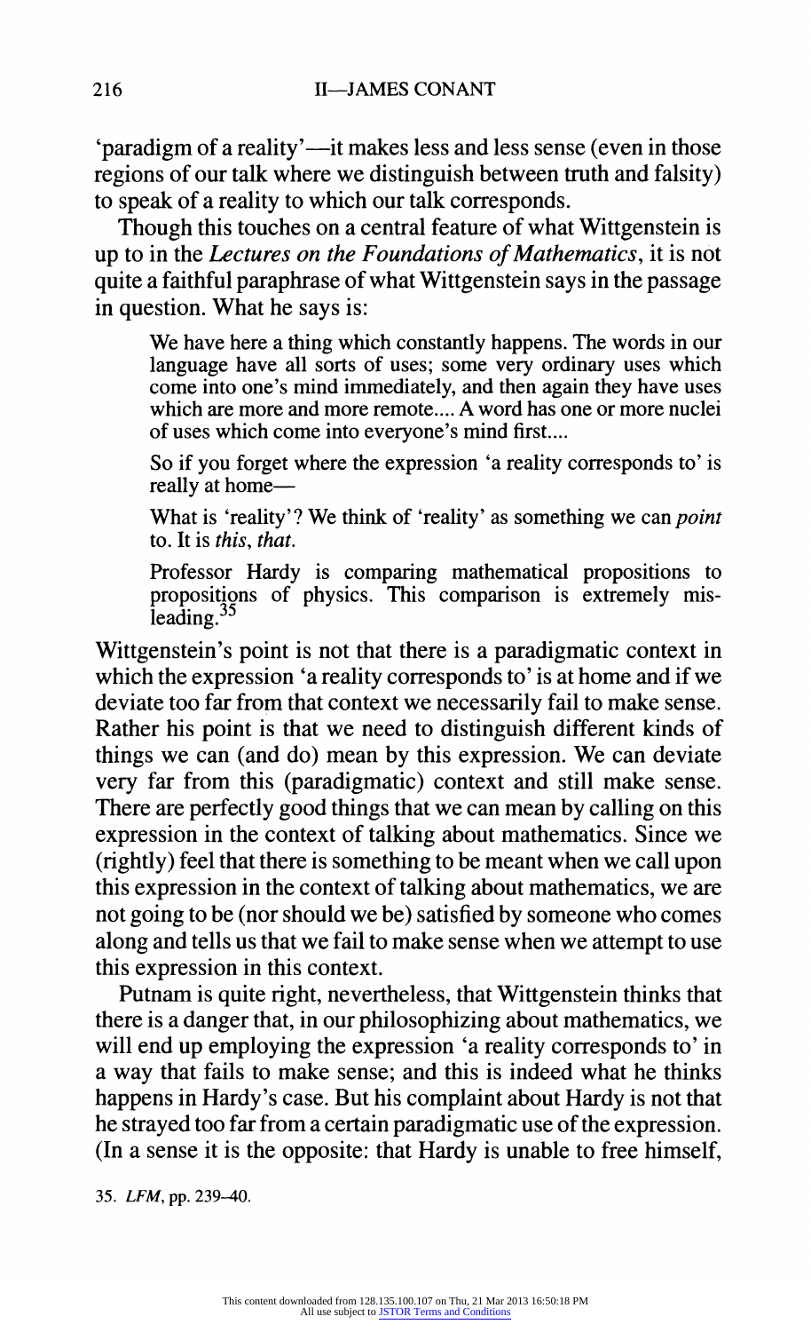'paradigm of a reality'—it makes less and less sense (even in those regions of our talk where we distinguish between truth and falsity) to speak of a reality to which our talk corresponds.

Though this touches on a central feature of what Wittgenstein is up to in the *Lectures on the Foundations of Mathematics*, it is not quite a faithful paraphrase of what Wittgenstein says in the passage in question. What he says is:

> We have here a thing which constantly happens. The words in our language have all sorts of uses; some very ordinary uses which come into one's mind immediately, and then again they have uses which are more and more remote.... A word has one or more nuclei of uses which come into everyone's mind first....
>
> So if you forget where the expression 'a reality corresponds to' is really at home—
>
> What is 'reality'? We think of 'reality' as something we can *point* to. It is *this*, *that*.
>
> Professor Hardy is comparing mathematical propositions to propositions of physics. This comparison is extremely misleading.[35]

Wittgenstein's point is not that there is a paradigmatic context in which the expression 'a reality corresponds to' is at home and if we deviate too far from that context we necessarily fail to make sense. Rather his point is that we need to distinguish different kinds of things we can (and do) mean by this expression. We can deviate very far from this (paradigmatic) context and still make sense. There are perfectly good things that we can mean by calling on this expression in the context of talking about mathematics. Since we (rightly) feel that there is something to be meant when we call upon this expression in the context of talking about mathematics, we are not going to be (nor should we be) satisfied by someone who comes along and tells us that we fail to make sense when we attempt to use this expression in this context.

Putnam is quite right, nevertheless, that Wittgenstein thinks that there is a danger that, in our philosophizing about mathematics, we will end up employing the expression 'a reality corresponds to' in a way that fails to make sense; and this is indeed what he thinks happens in Hardy's case. But his complaint about Hardy is not that he strayed too far from a certain paradigmatic use of the expression. (In a sense it is the opposite: that Hardy is unable to free himself,

35. *LFM*, pp. 239–40.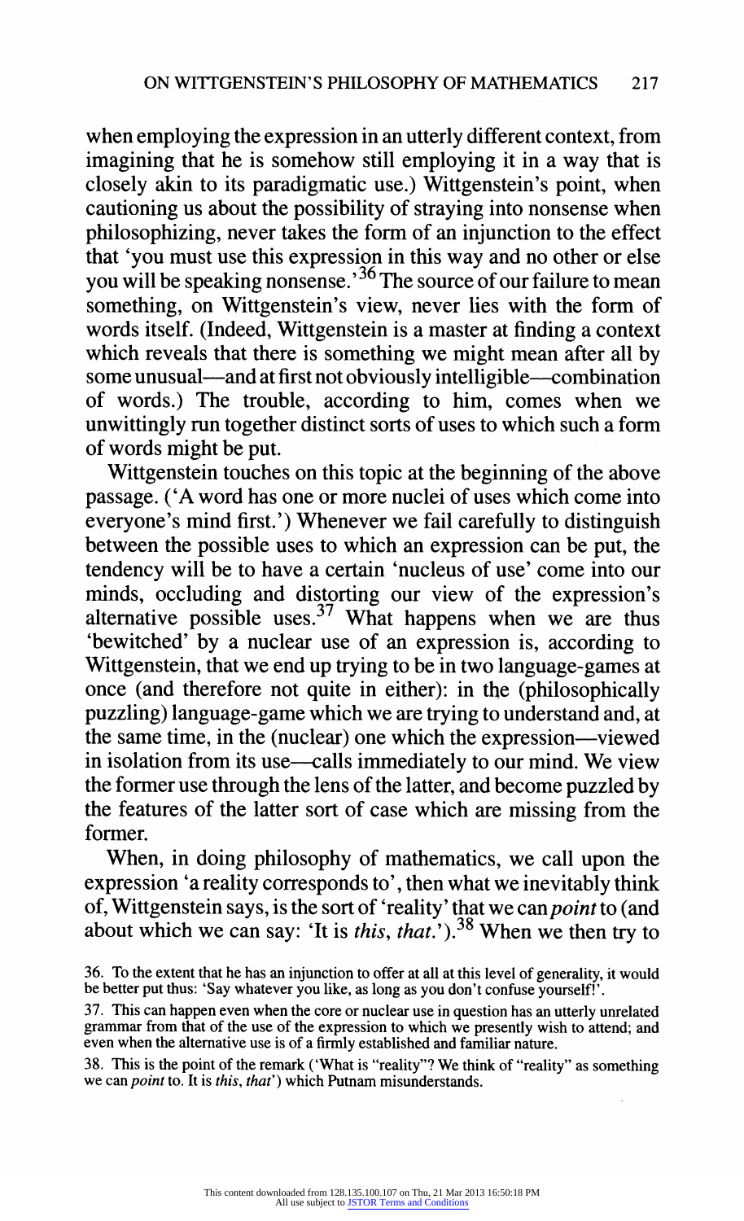when employing the expression in an utterly different context, from imagining that he is somehow still employing it in a way that is closely akin to its paradigmatic use.) Wittgenstein's point, when cautioning us about the possibility of straying into nonsense when philosophizing, never takes the form of an injunction to the effect that 'you must use this expression in this way and no other or else you will be speaking nonsense.'[36] The source of our failure to mean something, on Wittgenstein's view, never lies with the form of words itself. (Indeed, Wittgenstein is a master at finding a context which reveals that there is something we might mean after all by some unusual—and at first not obviously intelligible—combination of words.) The trouble, according to him, comes when we unwittingly run together distinct sorts of uses to which such a form of words might be put.

Wittgenstein touches on this topic at the beginning of the above passage. ('A word has one or more nuclei of uses which come into everyone's mind first.') Whenever we fail carefully to distinguish between the possible uses to which an expression can be put, the tendency will be to have a certain 'nucleus of use' come into our minds, occluding and distorting our view of the expression's alternative possible uses.[37] What happens when we are thus 'bewitched' by a nuclear use of an expression is, according to Wittgenstein, that we end up trying to be in two language-games at once (and therefore not quite in either): in the (philosophically puzzling) language-game which we are trying to understand and, at the same time, in the (nuclear) one which the expression—viewed in isolation from its use—calls immediately to our mind. We view the former use through the lens of the latter, and become puzzled by the features of the latter sort of case which are missing from the former.

When, in doing philosophy of mathematics, we call upon the expression 'a reality corresponds to', then what we inevitably think of, Wittgenstein says, is the sort of 'reality' that we can *point* to (and about which we can say: 'It is *this*, *that*.').[38] When we then try to

36. To the extent that he has an injunction to offer at all at this level of generality, it would be better put thus: 'Say whatever you like, as long as you don't confuse yourself!'.

37. This can happen even when the core or nuclear use in question has an utterly unrelated grammar from that of the use of the expression to which we presently wish to attend; and even when the alternative use is of a firmly established and familiar nature.

38. This is the point of the remark ('What is "reality"? We think of "reality" as something we can *point* to. It is *this*, *that*') which Putnam misunderstands.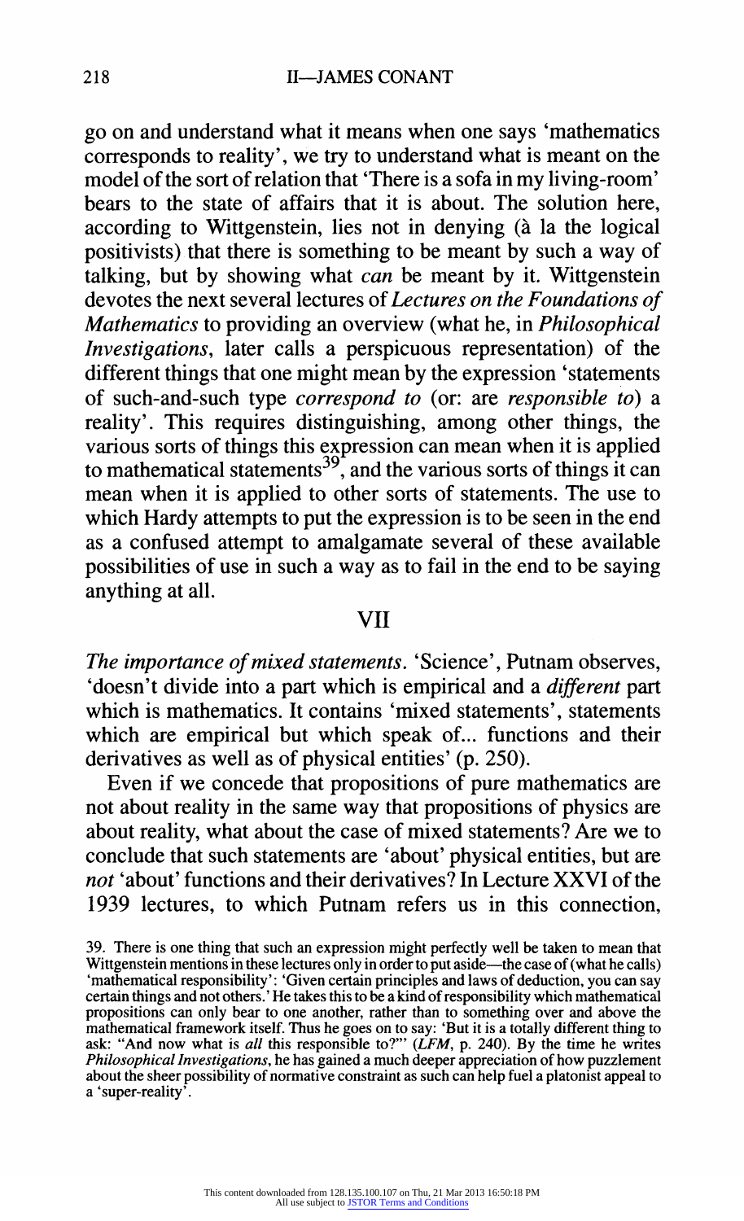go on and understand what it means when one says 'mathematics corresponds to reality', we try to understand what is meant on the model of the sort of relation that 'There is a sofa in my living-room' bears to the state of affairs that it is about. The solution here, according to Wittgenstein, lies not in denying (à la the logical positivists) that there is something to be meant by such a way of talking, but by showing what *can* be meant by it. Wittgenstein devotes the next several lectures of *Lectures on the Foundations of Mathematics* to providing an overview (what he, in *Philosophical Investigations*, later calls a perspicuous representation) of the different things that one might mean by the expression 'statements of such-and-such type *correspond to* (or: are *responsible to*) a reality'. This requires distinguishing, among other things, the various sorts of things this expression can mean when it is applied to mathematical statements[39], and the various sorts of things it can mean when it is applied to other sorts of statements. The use to which Hardy attempts to put the expression is to be seen in the end as a confused attempt to amalgamate several of these available possibilities of use in such a way as to fail in the end to be saying anything at all.

## VII

*The importance of mixed statements.* 'Science', Putnam observes, 'doesn't divide into a part which is empirical and a *different* part which is mathematics. It contains 'mixed statements', statements which are empirical but which speak of... functions and their derivatives as well as of physical entities' (p. 250).

Even if we concede that propositions of pure mathematics are not about reality in the same way that propositions of physics are about reality, what about the case of mixed statements? Are we to conclude that such statements are 'about' physical entities, but are *not* 'about' functions and their derivatives? In Lecture XXVI of the 1939 lectures, to which Putnam refers us in this connection,

39. There is one thing that such an expression might perfectly well be taken to mean that Wittgenstein mentions in these lectures only in order to put aside—the case of (what he calls) 'mathematical responsibility': 'Given certain principles and laws of deduction, you can say certain things and not others.' He takes this to be a kind of responsibility which mathematical propositions can only bear to one another, rather than to something over and above the mathematical framework itself. Thus he goes on to say: 'But it is a totally different thing to ask: "And now what is *all* this responsible to?"' (*LFM*, p. 240). By the time he writes *Philosophical Investigations*, he has gained a much deeper appreciation of how puzzlement about the sheer possibility of normative constraint as such can help fuel a platonist appeal to a 'super-reality'.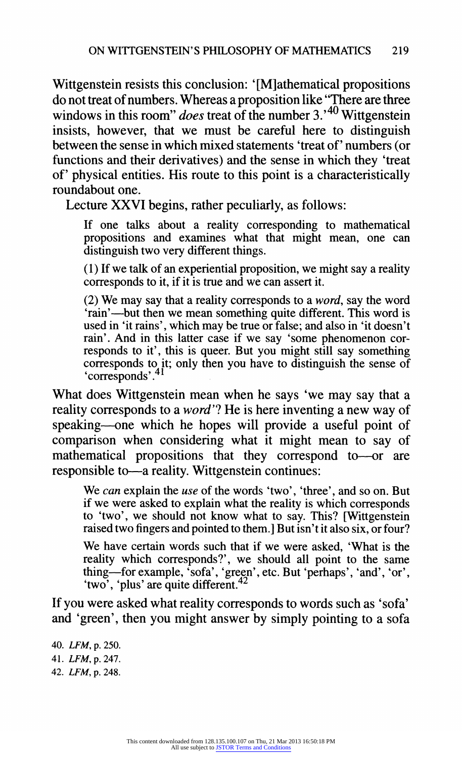Wittgenstein resists this conclusion: '[M]athematical propositions do not treat of numbers. Whereas a proposition like "There are three windows in this room" *does* treat of the number 3.'[40] Wittgenstein insists, however, that we must be careful here to distinguish between the sense in which mixed statements 'treat of' numbers (or functions and their derivatives) and the sense in which they 'treat of' physical entities. His route to this point is a characteristically roundabout one.

Lecture XXVI begins, rather peculiarly, as follows:

> If one talks about a reality corresponding to mathematical propositions and examines what that might mean, one can distinguish two very different things.
>
> (1) If we talk of an experiential proposition, we might say a reality corresponds to it, if it is true and we can assert it.
>
> (2) We may say that a reality corresponds to a *word*, say the word 'rain'—but then we mean something quite different. This word is used in 'it rains', which may be true or false; and also in 'it doesn't rain'. And in this latter case if we say 'some phenomenon corresponds to it', this is queer. But you might still say something corresponds to it; only then you have to distinguish the sense of 'corresponds'.[41]

What does Wittgenstein mean when he says 'we may say that a reality corresponds to a *word*'? He is here inventing a new way of speaking—one which he hopes will provide a useful point of comparison when considering what it might mean to say of mathematical propositions that they correspond to—or are responsible to—a reality. Wittgenstein continues:

> We *can* explain the *use* of the words 'two', 'three', and so on. But if we were asked to explain what the reality is which corresponds to 'two', we should not know what to say. This? [Wittgenstein raised two fingers and pointed to them.] But isn't it also six, or four?
>
> We have certain words such that if we were asked, 'What is the reality which corresponds?', we should all point to the same thing—for example, 'sofa', 'green', etc. But 'perhaps', 'and', 'or', 'two', 'plus' are quite different.[42]

If you were asked what reality corresponds to words such as 'sofa' and 'green', then you might answer by simply pointing to a sofa

40. *LFM*, p. 250.

41. *LFM*, p. 247.

42. *LFM*, p. 248.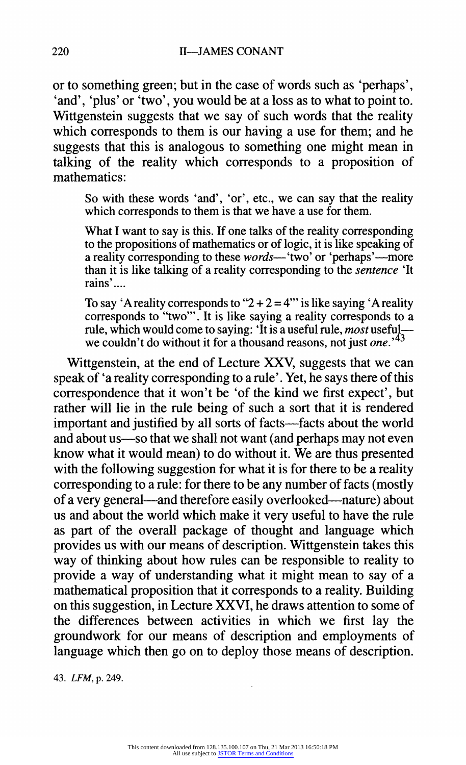or to something green; but in the case of words such as 'perhaps', 'and', 'plus' or 'two', you would be at a loss as to what to point to. Wittgenstein suggests that we say of such words that the reality which corresponds to them is our having a use for them; and he suggests that this is analogous to something one might mean in talking of the reality which corresponds to a proposition of mathematics:

> So with these words 'and', 'or', etc., we can say that the reality which corresponds to them is that we have a use for them.
>
> What I want to say is this. If one talks of the reality corresponding to the propositions of mathematics or of logic, it is like speaking of a reality corresponding to these *words*—'two' or 'perhaps'—more than it is like talking of a reality corresponding to the *sentence* 'It rains'....
>
> To say 'A reality corresponds to "2 + 2 = 4"' is like saying 'A reality corresponds to "two"'. It is like saying a reality corresponds to a rule, which would come to saying: 'It is a useful rule, *most* useful—we couldn't do without it for a thousand reasons, not just *one*.'[43]

Wittgenstein, at the end of Lecture XXV, suggests that we can speak of 'a reality corresponding to a rule'. Yet, he says there of this correspondence that it won't be 'of the kind we first expect', but rather will lie in the rule being of such a sort that it is rendered important and justified by all sorts of facts—facts about the world and about us—so that we shall not want (and perhaps may not even know what it would mean) to do without it. We are thus presented with the following suggestion for what it is for there to be a reality corresponding to a rule: for there to be any number of facts (mostly of a very general—and therefore easily overlooked—nature) about us and about the world which make it very useful to have the rule as part of the overall package of thought and language which provides us with our means of description. Wittgenstein takes this way of thinking about how rules can be responsible to reality to provide a way of understanding what it might mean to say of a mathematical proposition that it corresponds to a reality. Building on this suggestion, in Lecture XXVI, he draws attention to some of the differences between activities in which we first lay the groundwork for our means of description and employments of language which then go on to deploy those means of description.

43. *LFM*, p. 249.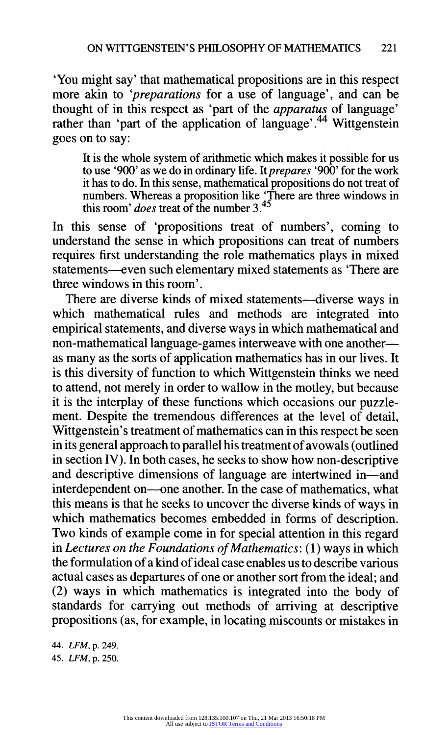'You might say' that mathematical propositions are in this respect more akin to '*preparations* for a use of language', and can be thought of in this respect as 'part of the *apparatus* of language' rather than 'part of the application of language'.[44] Wittgenstein goes on to say:

> It is the whole system of arithmetic which makes it possible for us to use '900' as we do in ordinary life. It *prepares* '900' for the work it has to do. In this sense, mathematical propositions do not treat of numbers. Whereas a proposition like 'There are three windows in this room' *does* treat of the number 3.[45]

In this sense of 'propositions treat of numbers', coming to understand the sense in which propositions can treat of numbers requires first understanding the role mathematics plays in mixed statements—even such elementary mixed statements as 'There are three windows in this room'.

There are diverse kinds of mixed statements—diverse ways in which mathematical rules and methods are integrated into empirical statements, and diverse ways in which mathematical and non-mathematical language-games interweave with one another—as many as the sorts of application mathematics has in our lives. It is this diversity of function to which Wittgenstein thinks we need to attend, not merely in order to wallow in the motley, but because it is the interplay of these functions which occasions our puzzlement. Despite the tremendous differences at the level of detail, Wittgenstein's treatment of mathematics can in this respect be seen in its general approach to parallel his treatment of avowals (outlined in section IV). In both cases, he seeks to show how non-descriptive and descriptive dimensions of language are intertwined in—and interdependent on—one another. In the case of mathematics, what this means is that he seeks to uncover the diverse kinds of ways in which mathematics becomes embedded in forms of description. Two kinds of example come in for special attention in this regard in *Lectures on the Foundations of Mathematics*: (1) ways in which the formulation of a kind of ideal case enables us to describe various actual cases as departures of one or another sort from the ideal; and (2) ways in which mathematics is integrated into the body of standards for carrying out methods of arriving at descriptive propositions (as, for example, in locating miscounts or mistakes in

44. *LFM*, p. 249.

45. *LFM*, p. 250.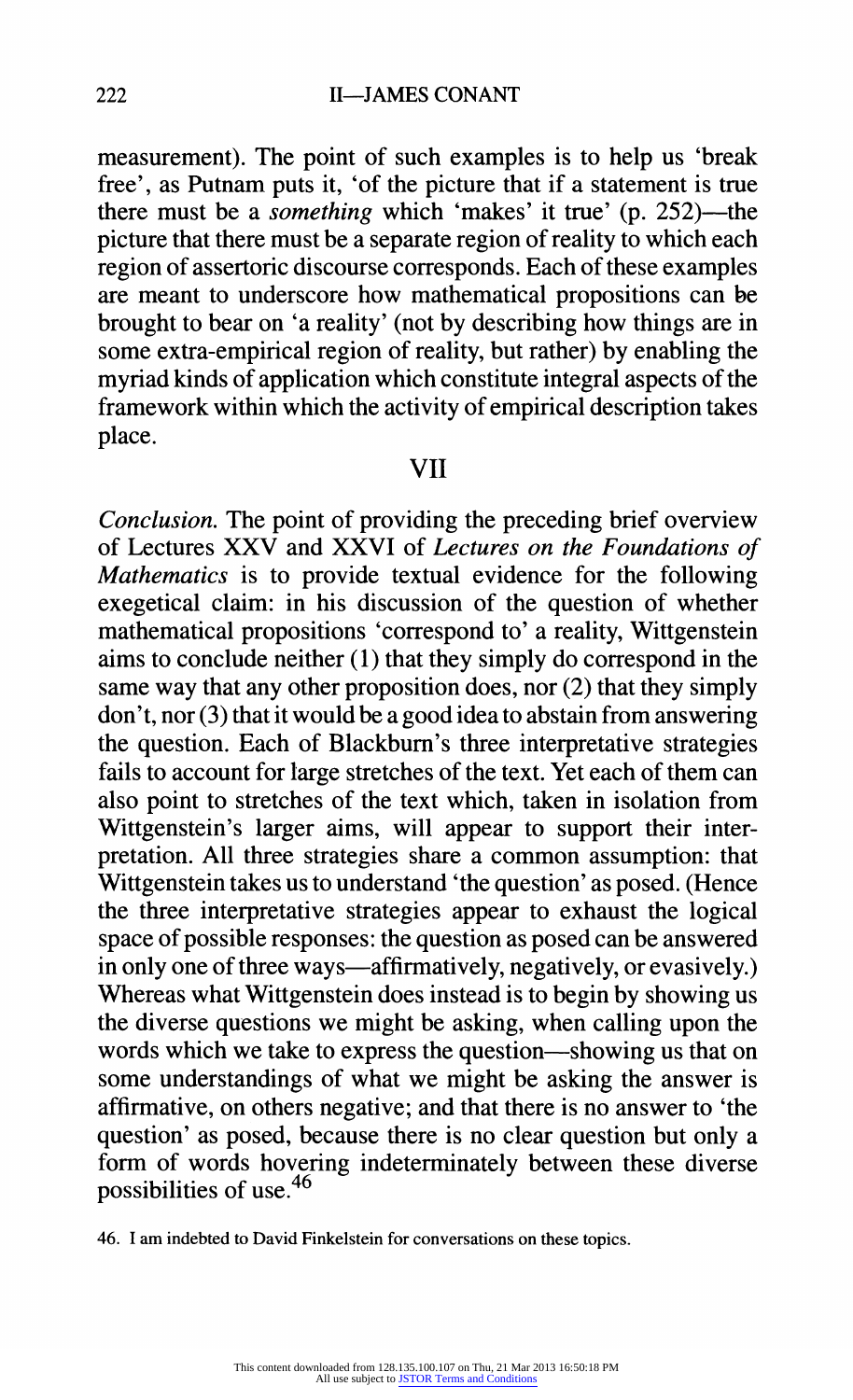measurement). The point of such examples is to help us 'break free', as Putnam puts it, 'of the picture that if a statement is true there must be a *something* which 'makes' it true' (p. 252)—the picture that there must be a separate region of reality to which each region of assertoric discourse corresponds. Each of these examples are meant to underscore how mathematical propositions can be brought to bear on 'a reality' (not by describing how things are in some extra-empirical region of reality, but rather) by enabling the myriad kinds of application which constitute integral aspects of the framework within which the activity of empirical description takes place.

## VII

*Conclusion.* The point of providing the preceding brief overview of Lectures XXV and XXVI of *Lectures on the Foundations of Mathematics* is to provide textual evidence for the following exegetical claim: in his discussion of the question of whether mathematical propositions 'correspond to' a reality, Wittgenstein aims to conclude neither (1) that they simply do correspond in the same way that any other proposition does, nor (2) that they simply don't, nor (3) that it would be a good idea to abstain from answering the question. Each of Blackburn's three interpretative strategies fails to account for large stretches of the text. Yet each of them can also point to stretches of the text which, taken in isolation from Wittgenstein's larger aims, will appear to support their interpretation. All three strategies share a common assumption: that Wittgenstein takes us to understand 'the question' as posed. (Hence the three interpretative strategies appear to exhaust the logical space of possible responses: the question as posed can be answered in only one of three ways—affirmatively, negatively, or evasively.) Whereas what Wittgenstein does instead is to begin by showing us the diverse questions we might be asking, when calling upon the words which we take to express the question—showing us that on some understandings of what we might be asking the answer is affirmative, on others negative; and that there is no answer to 'the question' as posed, because there is no clear question but only a form of words hovering indeterminately between these diverse possibilities of use.[46]

46. I am indebted to David Finkelstein for conversations on these topics.